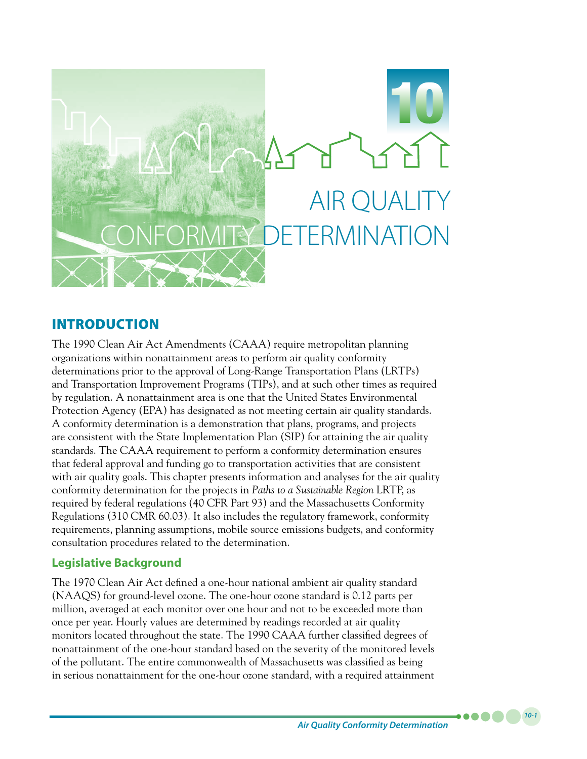# 10 AIR QUALITY CONFORMITY DETERMINATION

## INTRODUCTION

The 1990 Clean Air Act Amendments (CAAA) require metropolitan planning organizations within nonattainment areas to perform air quality conformity determinations prior to the approval of Long-Range Transportation Plans (LRTPs) and Transportation Improvement Programs (TIPs), and at such other times as required by regulation. A nonattainment area is one that the United States Environmental Protection Agency (EPA) has designated as not meeting certain air quality standards. A conformity determination is a demonstration that plans, programs, and projects are consistent with the State Implementation Plan (SIP) for attaining the air quality standards. The CAAA requirement to perform a conformity determination ensures that federal approval and funding go to transportation activities that are consistent with air quality goals. This chapter presents information and analyses for the air quality conformity determination for the projects in *Paths to a Sustainable Region* LRTP, as required by federal regulations (40 CFR Part 93) and the Massachusetts Conformity Regulations (310 CMR 60.03). It also includes the regulatory framework, conformity requirements, planning assumptions, mobile source emissions budgets, and conformity consultation procedures related to the determination.

### Legislative Background

The 1970 Clean Air Act defined a one-hour national ambient air quality standard (NAAQS) for ground-level ozone. The one-hour ozone standard is 0.12 parts per million, averaged at each monitor over one hour and not to be exceeded more than once per year. Hourly values are determined by readings recorded at air quality monitors located throughout the state. The 1990 CAAA further classified degrees of nonattainment of the one-hour standard based on the severity of the monitored levels of the pollutant. The entire commonwealth of Massachusetts was classified as being in serious nonattainment for the one-hour ozone standard, with a required attainment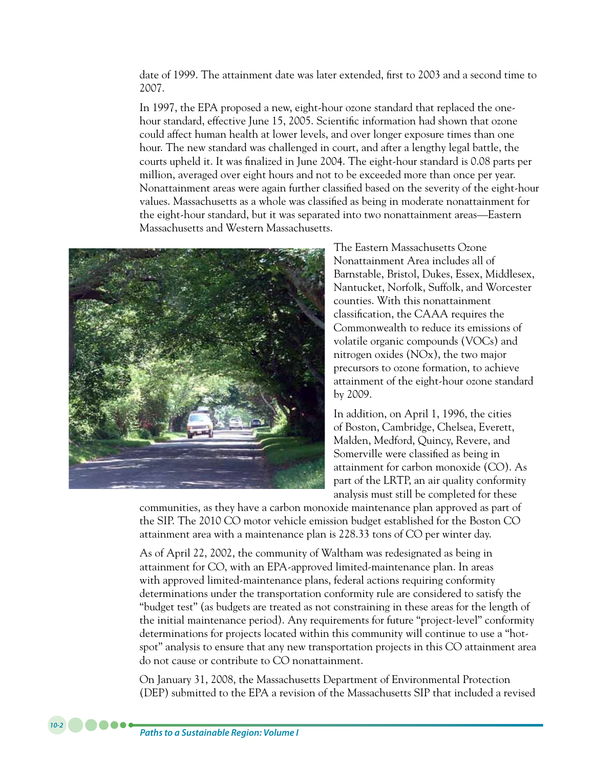date of 1999. The attainment date was later extended, first to 2003 and a second time to 2007.

In 1997, the EPA proposed a new, eight-hour ozone standard that replaced the one-hour standard, effective June 15, 2005. Scientific information had shown that ozone could affect human health at lower levels, and over longer exposure times than one hour. The new standard was challenged in court, and after a lengthy legal battle, the courts upheld it. It was finalized in June 2004. The eight-hour standard is 0.08 parts per million, averaged over eight hours and not to be exceeded more than once per year. Nonattainment areas were again further classified based on the severity of the eight-hour values. Massachusetts as a whole was classified as being in moderate nonattainment for the eight-hour standard, but it was separated into two nonattainment areas—Eastern Massachusetts and Western Massachusetts.

The Eastern Massachusetts Ozone Nonattainment Area includes all of Barnstable, Bristol, Dukes, Essex, Middlesex, Nantucket, Norfolk, Suffolk, and Worcester counties. With this nonattainment classification, the CAAA requires the Commonwealth to reduce its emissions of volatile organic compounds (VOCs) and nitrogen oxides (NOx), the two major precursors to ozone formation, to achieve attainment of the eight-hour ozone standard by 2009.

In addition, on April 1, 1996, the cities of Boston, Cambridge, Chelsea, Everett, Malden, Medford, Quincy, Revere, and Somerville were classified as being in attainment for carbon monoxide (CO). As part of the LRTP, an air quality conformity analysis must still be completed for these communities, as they have a carbon monoxide maintenance plan approved as part of the SIP. The 2010 CO motor vehicle emission budget established for the Boston CO attainment area with a maintenance plan is 228.33 tons of CO per winter day.

As of April 22, 2002, the community of Waltham was redesignated as being in attainment for CO, with an EPA-approved limited-maintenance plan. In areas with approved limited-maintenance plans, federal actions requiring conformity determinations under the transportation conformity rule are considered to satisfy the "budget test" (as budgets are treated as not constraining in these areas for the length of the initial maintenance period). Any requirements for future "project-level" conformity determinations for projects located within this community will continue to use a "hot-spot" analysis to ensure that any new transportation projects in this CO attainment area do not cause or contribute to CO nonattainment.

On January 31, 2008, the Massachusetts Department of Environmental Protection (DEP) submitted to the EPA a revision of the Massachusetts SIP that included a revised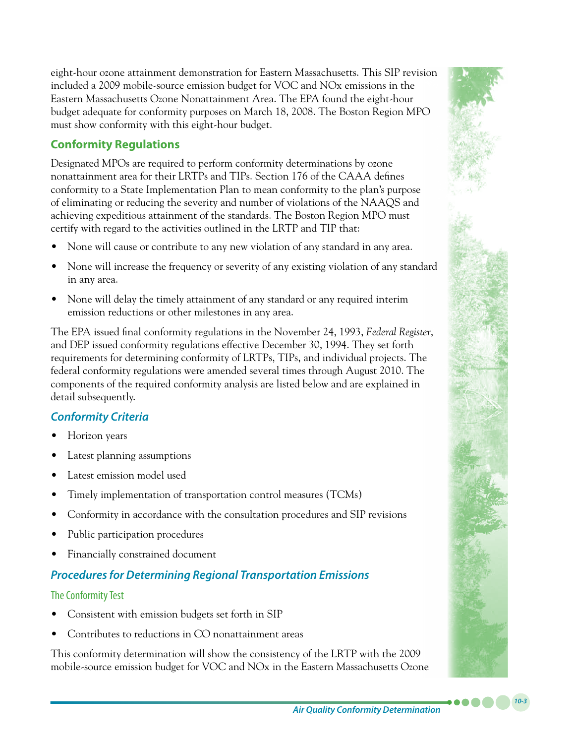eight-hour ozone attainment demonstration for Eastern Massachusetts. This SIP revision included a 2009 mobile-source emission budget for VOC and NOx emissions in the Eastern Massachusetts Ozone Nonattainment Area. The EPA found the eight-hour budget adequate for conformity purposes on March 18, 2008. The Boston Region MPO must show conformity with this eight-hour budget.

## Conformity Regulations

Designated MPOs are required to perform conformity determinations by ozone nonattainment area for their LRTPs and TIPs. Section 176 of the CAAA defines conformity to a State Implementation Plan to mean conformity to the plan's purpose of eliminating or reducing the severity and number of violations of the NAAQS and achieving expeditious attainment of the standards. The Boston Region MPO must certify with regard to the activities outlined in the LRTP and TIP that:

- None will cause or contribute to any new violation of any standard in any area.
- None will increase the frequency or severity of any existing violation of any standard in any area.
- None will delay the timely attainment of any standard or any required interim emission reductions or other milestones in any area.

The EPA issued final conformity regulations in the November 24, 1993, *Federal Register*, and DEP issued conformity regulations effective December 30, 1994. They set forth requirements for determining conformity of LRTPs, TIPs, and individual projects. The federal conformity regulations were amended several times through August 2010. The components of the required conformity analysis are listed below and are explained in detail subsequently.

### *Conformity Criteria*

- Horizon years
- Latest planning assumptions
- Latest emission model used
- Timely implementation of transportation control measures (TCMs)
- Conformity in accordance with the consultation procedures and SIP revisions
- Public participation procedures
- Financially constrained document

### *Procedures for Determining Regional Transportation Emissions*

#### The Conformity Test

- Consistent with emission budgets set forth in SIP
- Contributes to reductions in CO nonattainment areas

This conformity determination will show the consistency of the LRTP with the 2009 mobile-source emission budget for VOC and NOx in the Eastern Massachusetts Ozone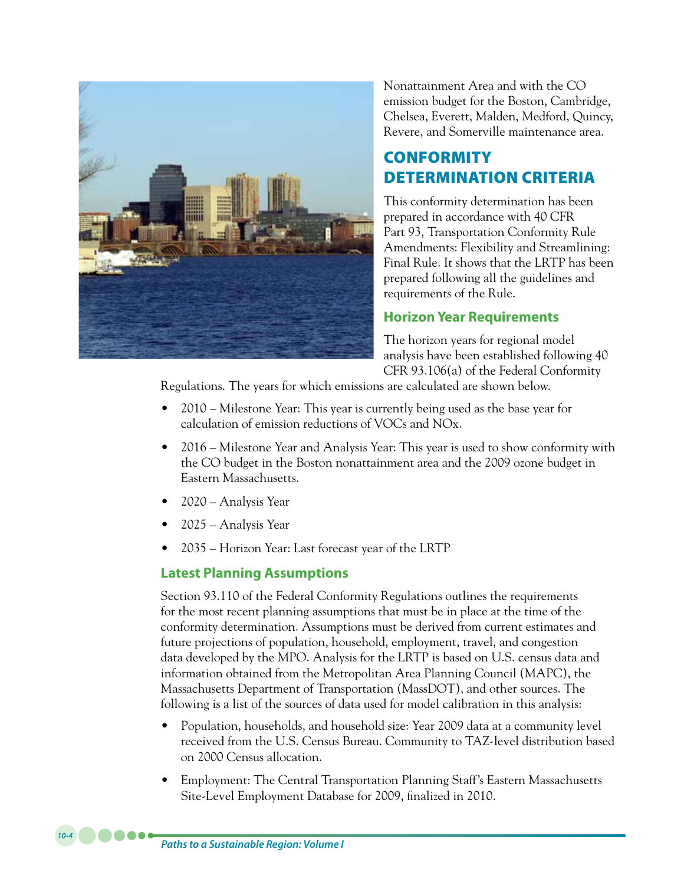Nonattainment Area and with the CO emission budget for the Boston, Cambridge, Chelsea, Everett, Malden, Medford, Quincy, Revere, and Somerville maintenance area.

## CONFORMITY DETERMINATION CRITERIA

This conformity determination has been prepared in accordance with 40 CFR Part 93, Transportation Conformity Rule Amendments: Flexibility and Streamlining: Final Rule. It shows that the LRTP has been prepared following all the guidelines and requirements of the Rule.

### Horizon Year Requirements

The horizon years for regional model analysis have been established following 40 CFR 93.106(a) of the Federal Conformity Regulations. The years for which emissions are calculated are shown below.

- 2010 – Milestone Year: This year is currently being used as the base year for calculation of emission reductions of VOCs and NOx.
- 2016 – Milestone Year and Analysis Year: This year is used to show conformity with the CO budget in the Boston nonattainment area and the 2009 ozone budget in Eastern Massachusetts.
- 2020 – Analysis Year
- 2025 – Analysis Year
- 2035 – Horizon Year: Last forecast year of the LRTP

### Latest Planning Assumptions

Section 93.110 of the Federal Conformity Regulations outlines the requirements for the most recent planning assumptions that must be in place at the time of the conformity determination. Assumptions must be derived from current estimates and future projections of population, household, employment, travel, and congestion data developed by the MPO. Analysis for the LRTP is based on U.S. census data and information obtained from the Metropolitan Area Planning Council (MAPC), the Massachusetts Department of Transportation (MassDOT), and other sources. The following is a list of the sources of data used for model calibration in this analysis:

- Population, households, and household size: Year 2009 data at a community level received from the U.S. Census Bureau. Community to TAZ-level distribution based on 2000 Census allocation.
- Employment: The Central Transportation Planning Staff's Eastern Massachusetts Site-Level Employment Database for 2009, finalized in 2010.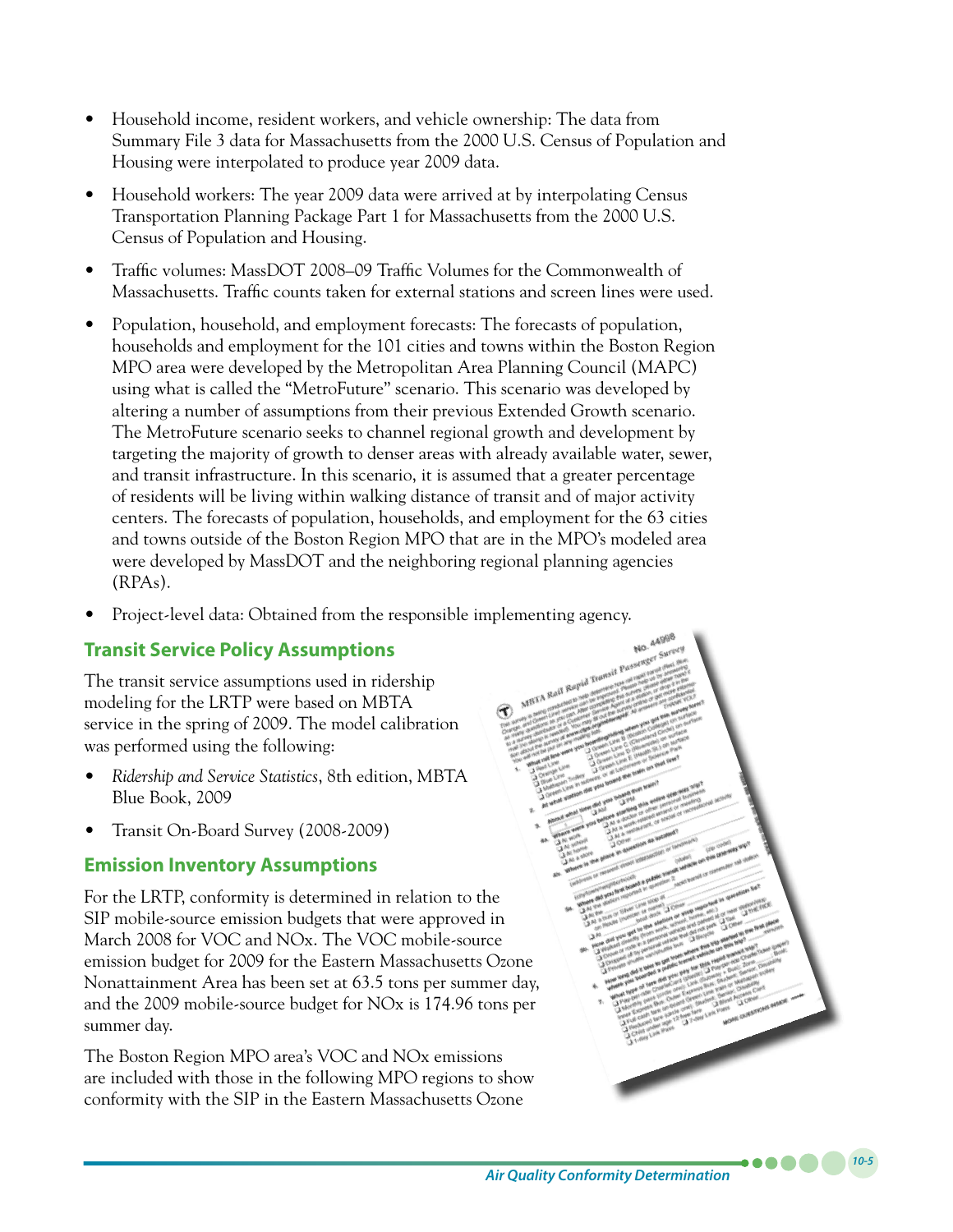- Household income, resident workers, and vehicle ownership: The data from Summary File 3 data for Massachusetts from the 2000 U.S. Census of Population and Housing were interpolated to produce year 2009 data.
- Household workers: The year 2009 data were arrived at by interpolating Census Transportation Planning Package Part 1 for Massachusetts from the 2000 U.S. Census of Population and Housing.
- Traffic volumes: MassDOT 2008–09 Traffic Volumes for the Commonwealth of Massachusetts. Traffic counts taken for external stations and screen lines were used.
- Population, household, and employment forecasts: The forecasts of population, households and employment for the 101 cities and towns within the Boston Region MPO area were developed by the Metropolitan Area Planning Council (MAPC) using what is called the "MetroFuture" scenario. This scenario was developed by altering a number of assumptions from their previous Extended Growth scenario. The MetroFuture scenario seeks to channel regional growth and development by targeting the majority of growth to denser areas with already available water, sewer, and transit infrastructure. In this scenario, it is assumed that a greater percentage of residents will be living within walking distance of transit and of major activity centers. The forecasts of population, households, and employment for the 63 cities and towns outside of the Boston Region MPO that are in the MPO's modeled area were developed by MassDOT and the neighboring regional planning agencies (RPAs).
- Project-level data: Obtained from the responsible implementing agency.

## Transit Service Policy Assumptions

The transit service assumptions used in ridership modeling for the LRTP were based on MBTA service in the spring of 2009. The model calibration was performed using the following:

- *Ridership and Service Statistics*, 8th edition, MBTA Blue Book, 2009
- Transit On-Board Survey (2008-2009)

## Emission Inventory Assumptions

For the LRTP, conformity is determined in relation to the SIP mobile-source emission budgets that were approved in March 2008 for VOC and NOx. The VOC mobile-source emission budget for 2009 for the Eastern Massachusetts Ozone Nonattainment Area has been set at 63.5 tons per summer day, and the 2009 mobile-source budget for NOx is 174.96 tons per summer day.

The Boston Region MPO area's VOC and NOx emissions are included with those in the following MPO regions to show conformity with the SIP in the Eastern Massachusetts Ozone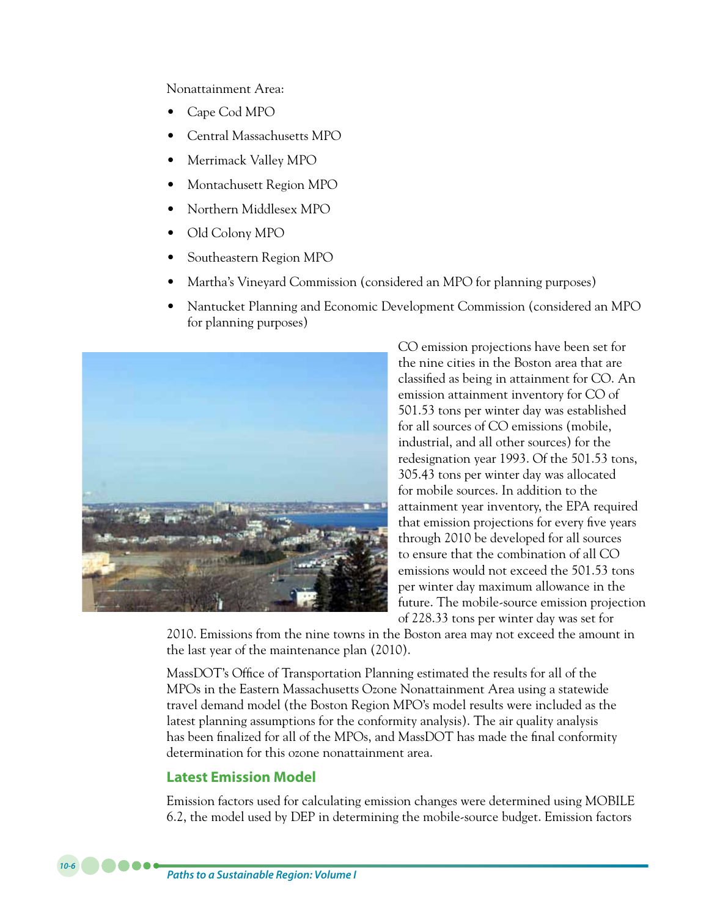Nonattainment Area:

- Cape Cod MPO
- Central Massachusetts MPO
- Merrimack Valley MPO
- Montachusett Region MPO
- Northern Middlesex MPO
- Old Colony MPO
- Southeastern Region MPO
- Martha's Vineyard Commission (considered an MPO for planning purposes)
- Nantucket Planning and Economic Development Commission (considered an MPO for planning purposes)

CO emission projections have been set for the nine cities in the Boston area that are classified as being in attainment for CO. An emission attainment inventory for CO of 501.53 tons per winter day was established for all sources of CO emissions (mobile, industrial, and all other sources) for the redesignation year 1993. Of the 501.53 tons, 305.43 tons per winter day was allocated for mobile sources. In addition to the attainment year inventory, the EPA required that emission projections for every five years through 2010 be developed for all sources to ensure that the combination of all CO emissions would not exceed the 501.53 tons per winter day maximum allowance in the future. The mobile-source emission projection of 228.33 tons per winter day was set for 2010. Emissions from the nine towns in the Boston area may not exceed the amount in the last year of the maintenance plan (2010).

MassDOT's Office of Transportation Planning estimated the results for all of the MPOs in the Eastern Massachusetts Ozone Nonattainment Area using a statewide travel demand model (the Boston Region MPO's model results were included as the latest planning assumptions for the conformity analysis). The air quality analysis has been finalized for all of the MPOs, and MassDOT has made the final conformity determination for this ozone nonattainment area.

## Latest Emission Model

Emission factors used for calculating emission changes were determined using MOBILE 6.2, the model used by DEP in determining the mobile-source budget. Emission factors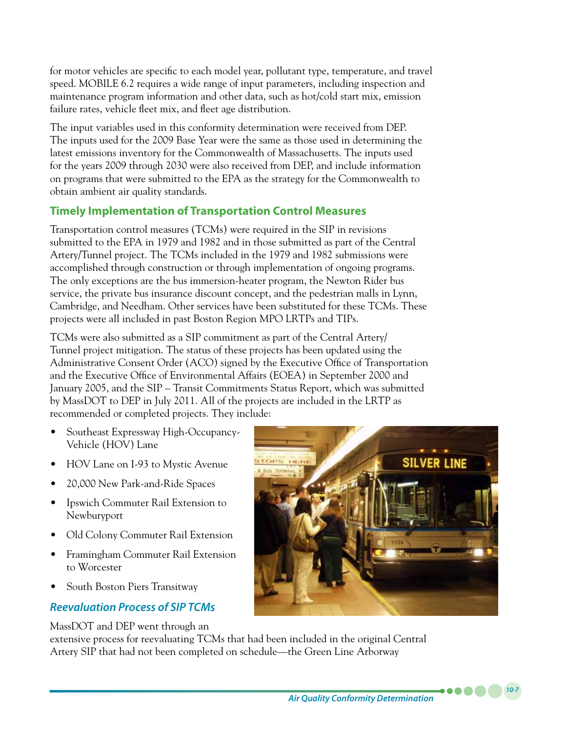for motor vehicles are specific to each model year, pollutant type, temperature, and travel speed. MOBILE 6.2 requires a wide range of input parameters, including inspection and maintenance program information and other data, such as hot/cold start mix, emission failure rates, vehicle fleet mix, and fleet age distribution.

The input variables used in this conformity determination were received from DEP. The inputs used for the 2009 Base Year were the same as those used in determining the latest emissions inventory for the Commonwealth of Massachusetts. The inputs used for the years 2009 through 2030 were also received from DEP, and include information on programs that were submitted to the EPA as the strategy for the Commonwealth to obtain ambient air quality standards.

## Timely Implementation of Transportation Control Measures

Transportation control measures (TCMs) were required in the SIP in revisions submitted to the EPA in 1979 and 1982 and in those submitted as part of the Central Artery/Tunnel project. The TCMs included in the 1979 and 1982 submissions were accomplished through construction or through implementation of ongoing programs. The only exceptions are the bus immersion-heater program, the Newton Rider bus service, the private bus insurance discount concept, and the pedestrian malls in Lynn, Cambridge, and Needham. Other services have been substituted for these TCMs. These projects were all included in past Boston Region MPO LRTPs and TIPs.

TCMs were also submitted as a SIP commitment as part of the Central Artery/Tunnel project mitigation. The status of these projects has been updated using the Administrative Consent Order (ACO) signed by the Executive Office of Transportation and the Executive Office of Environmental Affairs (EOEA) in September 2000 and January 2005, and the SIP – Transit Commitments Status Report, which was submitted by MassDOT to DEP in July 2011. All of the projects are included in the LRTP as recommended or completed projects. They include:

- Southeast Expressway High-Occupancy-Vehicle (HOV) Lane
- HOV Lane on I-93 to Mystic Avenue
- 20,000 New Park-and-Ride Spaces
- Ipswich Commuter Rail Extension to Newburyport
- Old Colony Commuter Rail Extension
- Framingham Commuter Rail Extension to Worcester
- South Boston Piers Transitway

### *Reevaluation Process of SIP TCMs*

MassDOT and DEP went through an extensive process for reevaluating TCMs that had been included in the original Central Artery SIP that had not been completed on schedule—the Green Line Arborway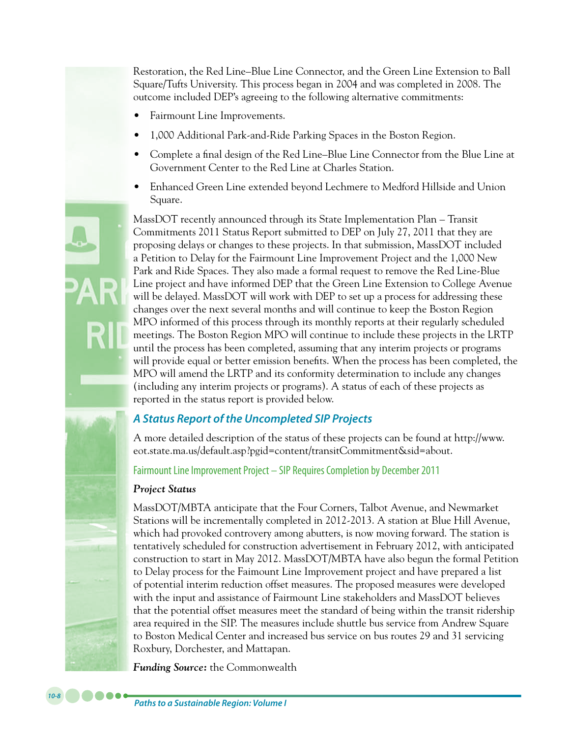Restoration, the Red Line–Blue Line Connector, and the Green Line Extension to Ball Square/Tufts University. This process began in 2004 and was completed in 2008. The outcome included DEP's agreeing to the following alternative commitments:

- Fairmount Line Improvements.
- 1,000 Additional Park-and-Ride Parking Spaces in the Boston Region.
- Complete a final design of the Red Line–Blue Line Connector from the Blue Line at Government Center to the Red Line at Charles Station.
- Enhanced Green Line extended beyond Lechmere to Medford Hillside and Union Square.

MassDOT recently announced through its State Implementation Plan – Transit Commitments 2011 Status Report submitted to DEP on July 27, 2011 that they are proposing delays or changes to these projects. In that submission, MassDOT included a Petition to Delay for the Fairmount Line Improvement Project and the 1,000 New Park and Ride Spaces. They also made a formal request to remove the Red Line-Blue Line project and have informed DEP that the Green Line Extension to College Avenue will be delayed. MassDOT will work with DEP to set up a process for addressing these changes over the next several months and will continue to keep the Boston Region MPO informed of this process through its monthly reports at their regularly scheduled meetings. The Boston Region MPO will continue to include these projects in the LRTP until the process has been completed, assuming that any interim projects or programs will provide equal or better emission benefits. When the process has been completed, the MPO will amend the LRTP and its conformity determination to include any changes (including any interim projects or programs). A status of each of these projects as reported in the status report is provided below.

## *A Status Report of the Uncompleted SIP Projects*

A more detailed description of the status of these projects can be found at http://www.eot.state.ma.us/default.asp?pgid=content/transitCommitment&sid=about.

### Fairmount Line Improvement Project – SIP Requires Completion by December 2011

***Project Status***

MassDOT/MBTA anticipate that the Four Corners, Talbot Avenue, and Newmarket Stations will be incrementally completed in 2012-2013. A station at Blue Hill Avenue, which had provoked controvery among abutters, is now moving forward. The station is tentatively scheduled for construction advertisement in February 2012, with anticipated construction to start in May 2012. MassDOT/MBTA have also begun the formal Petition to Delay process for the Faimount Line Improvement project and have prepared a list of potential interim reduction offset measures. The proposed measures were developed with the input and assistance of Fairmount Line stakeholders and MassDOT believes that the potential offset measures meet the standard of being within the transit ridership area required in the SIP. The measures include shuttle bus service from Andrew Square to Boston Medical Center and increased bus service on bus routes 29 and 31 servicing Roxbury, Dorchester, and Mattapan.

***Funding Source:*** the Commonwealth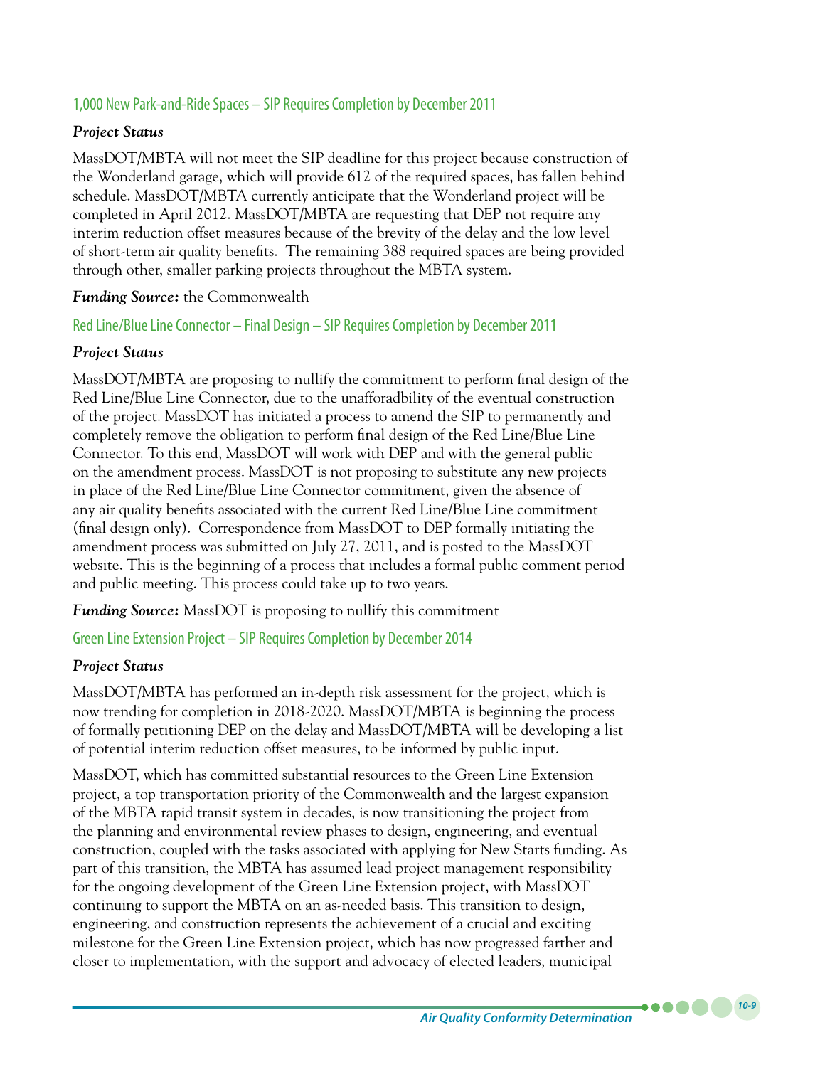### 1,000 New Park-and-Ride Spaces – SIP Requires Completion by December 2011

***Project Status***

MassDOT/MBTA will not meet the SIP deadline for this project because construction of the Wonderland garage, which will provide 612 of the required spaces, has fallen behind schedule. MassDOT/MBTA currently anticipate that the Wonderland project will be completed in April 2012. MassDOT/MBTA are requesting that DEP not require any interim reduction offset measures because of the brevity of the delay and the low level of short-term air quality benefits. The remaining 388 required spaces are being provided through other, smaller parking projects throughout the MBTA system.

***Funding Source:*** the Commonwealth

### Red Line/Blue Line Connector – Final Design – SIP Requires Completion by December 2011

***Project Status***

MassDOT/MBTA are proposing to nullify the commitment to perform final design of the Red Line/Blue Line Connector, due to the unafforadbility of the eventual construction of the project. MassDOT has initiated a process to amend the SIP to permanently and completely remove the obligation to perform final design of the Red Line/Blue Line Connector. To this end, MassDOT will work with DEP and with the general public on the amendment process. MassDOT is not proposing to substitute any new projects in place of the Red Line/Blue Line Connector commitment, given the absence of any air quality benefits associated with the current Red Line/Blue Line commitment (final design only). Correspondence from MassDOT to DEP formally initiating the amendment process was submitted on July 27, 2011, and is posted to the MassDOT website. This is the beginning of a process that includes a formal public comment period and public meeting. This process could take up to two years.

***Funding Source:*** MassDOT is proposing to nullify this commitment

### Green Line Extension Project – SIP Requires Completion by December 2014

***Project Status***

MassDOT/MBTA has performed an in-depth risk assessment for the project, which is now trending for completion in 2018-2020. MassDOT/MBTA is beginning the process of formally petitioning DEP on the delay and MassDOT/MBTA will be developing a list of potential interim reduction offset measures, to be informed by public input.

MassDOT, which has committed substantial resources to the Green Line Extension project, a top transportation priority of the Commonwealth and the largest expansion of the MBTA rapid transit system in decades, is now transitioning the project from the planning and environmental review phases to design, engineering, and eventual construction, coupled with the tasks associated with applying for New Starts funding. As part of this transition, the MBTA has assumed lead project management responsibility for the ongoing development of the Green Line Extension project, with MassDOT continuing to support the MBTA on an as-needed basis. This transition to design, engineering, and construction represents the achievement of a crucial and exciting milestone for the Green Line Extension project, which has now progressed farther and closer to implementation, with the support and advocacy of elected leaders, municipal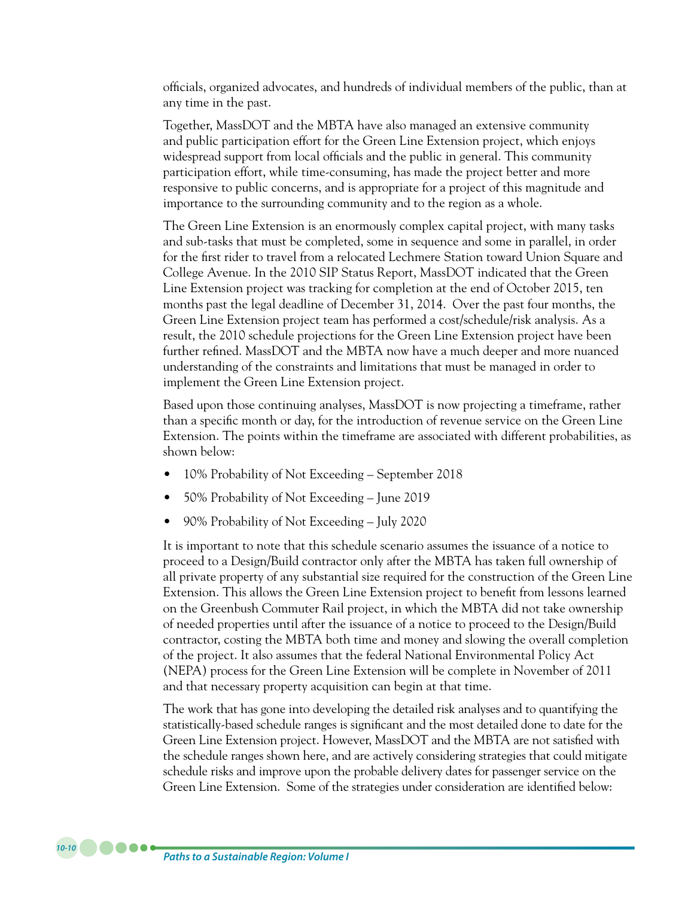officials, organized advocates, and hundreds of individual members of the public, than at any time in the past.

Together, MassDOT and the MBTA have also managed an extensive community and public participation effort for the Green Line Extension project, which enjoys widespread support from local officials and the public in general. This community participation effort, while time-consuming, has made the project better and more responsive to public concerns, and is appropriate for a project of this magnitude and importance to the surrounding community and to the region as a whole.

The Green Line Extension is an enormously complex capital project, with many tasks and sub-tasks that must be completed, some in sequence and some in parallel, in order for the first rider to travel from a relocated Lechmere Station toward Union Square and College Avenue. In the 2010 SIP Status Report, MassDOT indicated that the Green Line Extension project was tracking for completion at the end of October 2015, ten months past the legal deadline of December 31, 2014. Over the past four months, the Green Line Extension project team has performed a cost/schedule/risk analysis. As a result, the 2010 schedule projections for the Green Line Extension project have been further refined. MassDOT and the MBTA now have a much deeper and more nuanced understanding of the constraints and limitations that must be managed in order to implement the Green Line Extension project.

Based upon those continuing analyses, MassDOT is now projecting a timeframe, rather than a specific month or day, for the introduction of revenue service on the Green Line Extension. The points within the timeframe are associated with different probabilities, as shown below:

- 10% Probability of Not Exceeding – September 2018
- 50% Probability of Not Exceeding – June 2019
- 90% Probability of Not Exceeding – July 2020

It is important to note that this schedule scenario assumes the issuance of a notice to proceed to a Design/Build contractor only after the MBTA has taken full ownership of all private property of any substantial size required for the construction of the Green Line Extension. This allows the Green Line Extension project to benefit from lessons learned on the Greenbush Commuter Rail project, in which the MBTA did not take ownership of needed properties until after the issuance of a notice to proceed to the Design/Build contractor, costing the MBTA both time and money and slowing the overall completion of the project. It also assumes that the federal National Environmental Policy Act (NEPA) process for the Green Line Extension will be complete in November of 2011 and that necessary property acquisition can begin at that time.

The work that has gone into developing the detailed risk analyses and to quantifying the statistically-based schedule ranges is significant and the most detailed done to date for the Green Line Extension project. However, MassDOT and the MBTA are not satisfied with the schedule ranges shown here, and are actively considering strategies that could mitigate schedule risks and improve upon the probable delivery dates for passenger service on the Green Line Extension. Some of the strategies under consideration are identified below: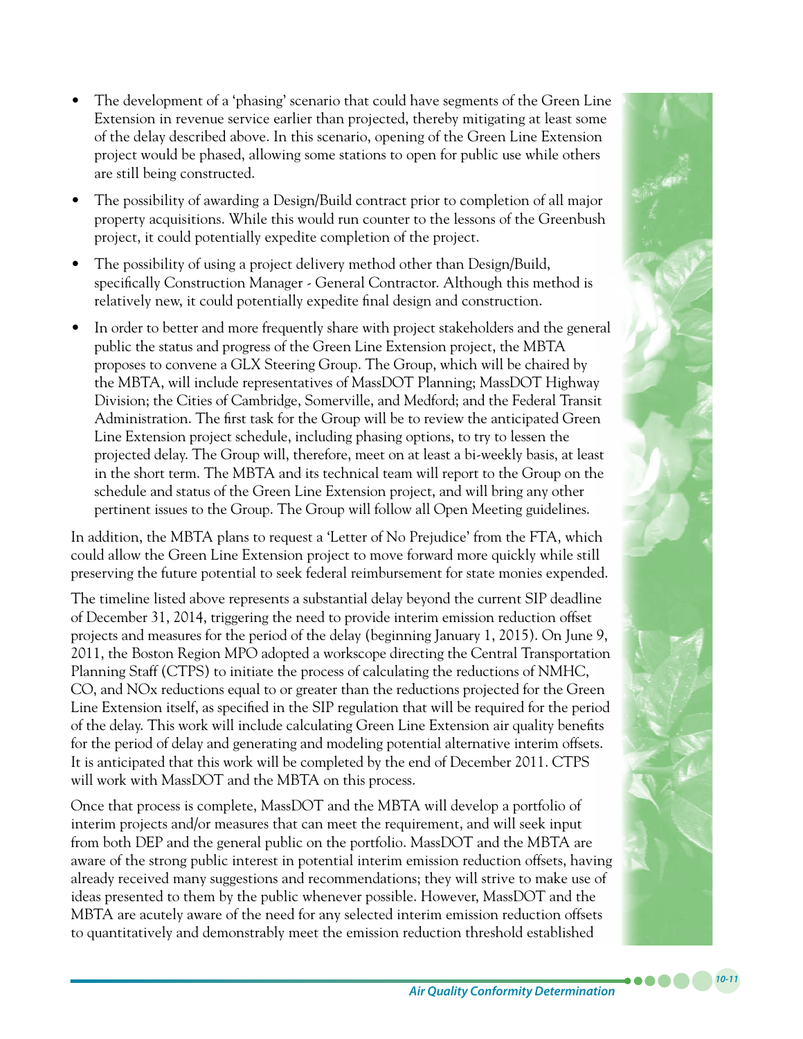- The development of a 'phasing' scenario that could have segments of the Green Line Extension in revenue service earlier than projected, thereby mitigating at least some of the delay described above. In this scenario, opening of the Green Line Extension project would be phased, allowing some stations to open for public use while others are still being constructed.

- The possibility of awarding a Design/Build contract prior to completion of all major property acquisitions. While this would run counter to the lessons of the Greenbush project, it could potentially expedite completion of the project.

- The possibility of using a project delivery method other than Design/Build, specifically Construction Manager - General Contractor. Although this method is relatively new, it could potentially expedite final design and construction.

- In order to better and more frequently share with project stakeholders and the general public the status and progress of the Green Line Extension project, the MBTA proposes to convene a GLX Steering Group. The Group, which will be chaired by the MBTA, will include representatives of MassDOT Planning; MassDOT Highway Division; the Cities of Cambridge, Somerville, and Medford; and the Federal Transit Administration. The first task for the Group will be to review the anticipated Green Line Extension project schedule, including phasing options, to try to lessen the projected delay. The Group will, therefore, meet on at least a bi-weekly basis, at least in the short term. The MBTA and its technical team will report to the Group on the schedule and status of the Green Line Extension project, and will bring any other pertinent issues to the Group. The Group will follow all Open Meeting guidelines.

In addition, the MBTA plans to request a 'Letter of No Prejudice' from the FTA, which could allow the Green Line Extension project to move forward more quickly while still preserving the future potential to seek federal reimbursement for state monies expended.

The timeline listed above represents a substantial delay beyond the current SIP deadline of December 31, 2014, triggering the need to provide interim emission reduction offset projects and measures for the period of the delay (beginning January 1, 2015). On June 9, 2011, the Boston Region MPO adopted a workscope directing the Central Transportation Planning Staff (CTPS) to initiate the process of calculating the reductions of NMHC, CO, and NOx reductions equal to or greater than the reductions projected for the Green Line Extension itself, as specified in the SIP regulation that will be required for the period of the delay. This work will include calculating Green Line Extension air quality benefits for the period of delay and generating and modeling potential alternative interim offsets. It is anticipated that this work will be completed by the end of December 2011. CTPS will work with MassDOT and the MBTA on this process.

Once that process is complete, MassDOT and the MBTA will develop a portfolio of interim projects and/or measures that can meet the requirement, and will seek input from both DEP and the general public on the portfolio. MassDOT and the MBTA are aware of the strong public interest in potential interim emission reduction offsets, having already received many suggestions and recommendations; they will strive to make use of ideas presented to them by the public whenever possible. However, MassDOT and the MBTA are acutely aware of the need for any selected interim emission reduction offsets to quantitatively and demonstrably meet the emission reduction threshold established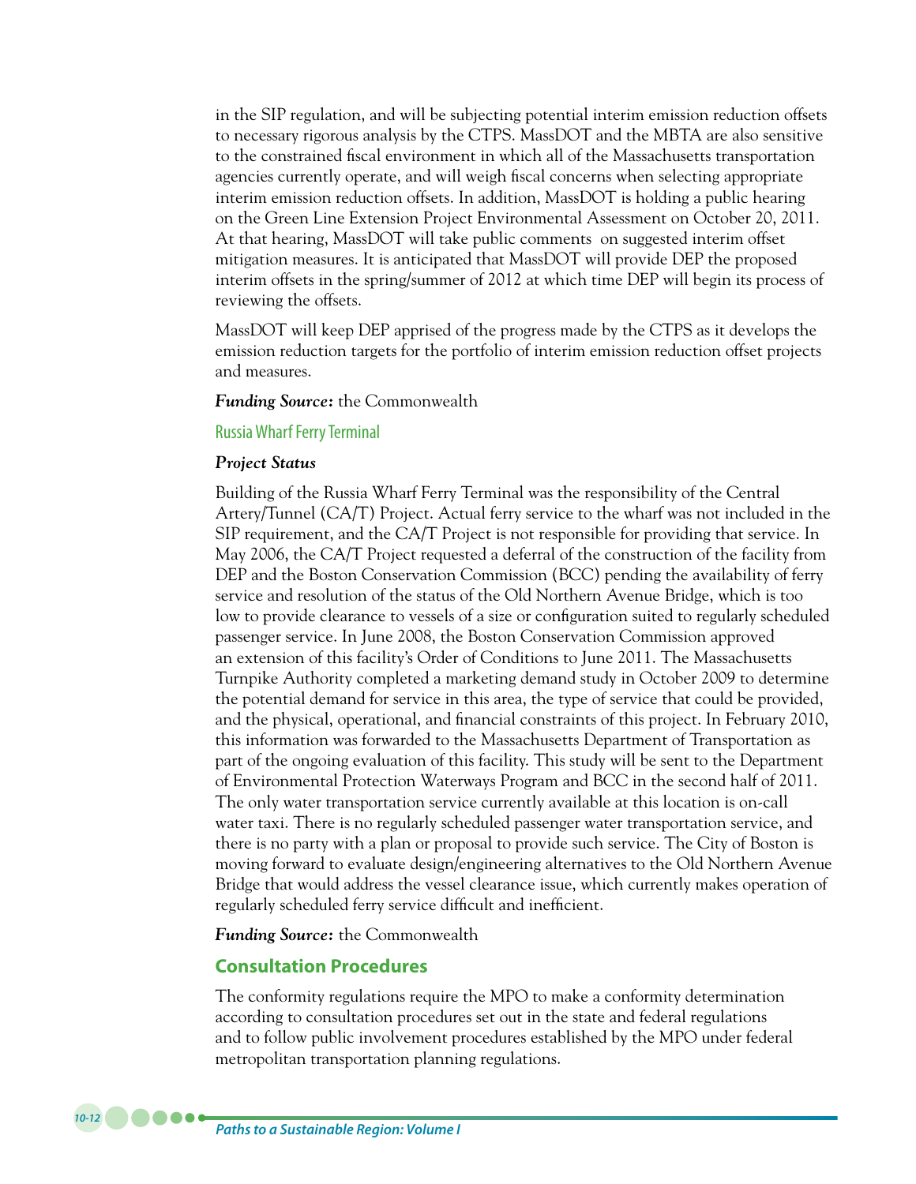in the SIP regulation, and will be subjecting potential interim emission reduction offsets to necessary rigorous analysis by the CTPS. MassDOT and the MBTA are also sensitive to the constrained fiscal environment in which all of the Massachusetts transportation agencies currently operate, and will weigh fiscal concerns when selecting appropriate interim emission reduction offsets. In addition, MassDOT is holding a public hearing on the Green Line Extension Project Environmental Assessment on October 20, 2011. At that hearing, MassDOT will take public comments on suggested interim offset mitigation measures. It is anticipated that MassDOT will provide DEP the proposed interim offsets in the spring/summer of 2012 at which time DEP will begin its process of reviewing the offsets.

MassDOT will keep DEP apprised of the progress made by the CTPS as it develops the emission reduction targets for the portfolio of interim emission reduction offset projects and measures.

***Funding Source:*** the Commonwealth

### Russia Wharf Ferry Terminal

***Project Status***

Building of the Russia Wharf Ferry Terminal was the responsibility of the Central Artery/Tunnel (CA/T) Project. Actual ferry service to the wharf was not included in the SIP requirement, and the CA/T Project is not responsible for providing that service. In May 2006, the CA/T Project requested a deferral of the construction of the facility from DEP and the Boston Conservation Commission (BCC) pending the availability of ferry service and resolution of the status of the Old Northern Avenue Bridge, which is too low to provide clearance to vessels of a size or configuration suited to regularly scheduled passenger service. In June 2008, the Boston Conservation Commission approved an extension of this facility's Order of Conditions to June 2011. The Massachusetts Turnpike Authority completed a marketing demand study in October 2009 to determine the potential demand for service in this area, the type of service that could be provided, and the physical, operational, and financial constraints of this project. In February 2010, this information was forwarded to the Massachusetts Department of Transportation as part of the ongoing evaluation of this facility. This study will be sent to the Department of Environmental Protection Waterways Program and BCC in the second half of 2011. The only water transportation service currently available at this location is on-call water taxi. There is no regularly scheduled passenger water transportation service, and there is no party with a plan or proposal to provide such service. The City of Boston is moving forward to evaluate design/engineering alternatives to the Old Northern Avenue Bridge that would address the vessel clearance issue, which currently makes operation of regularly scheduled ferry service difficult and inefficient.

***Funding Source:*** the Commonwealth

## Consultation Procedures

The conformity regulations require the MPO to make a conformity determination according to consultation procedures set out in the state and federal regulations and to follow public involvement procedures established by the MPO under federal metropolitan transportation planning regulations.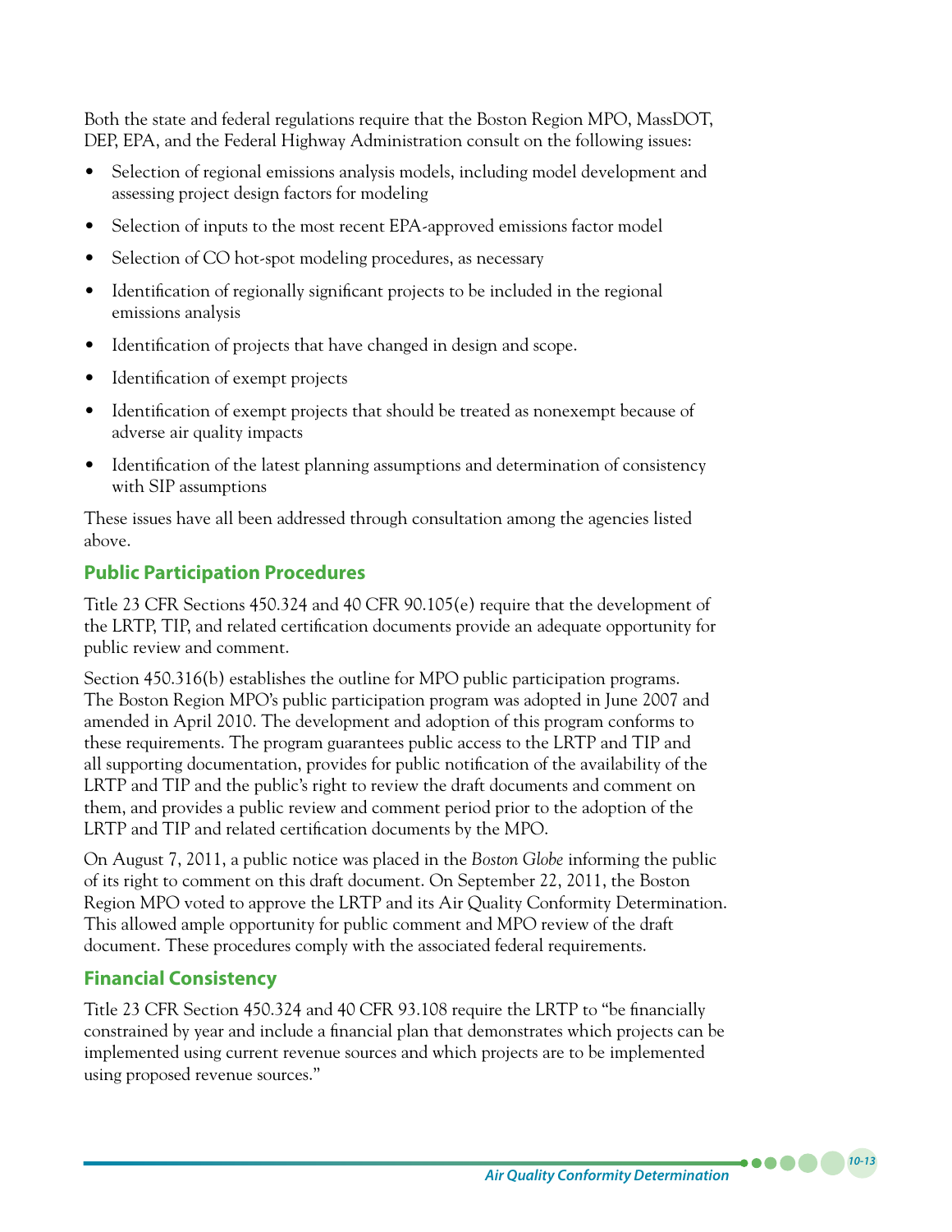Both the state and federal regulations require that the Boston Region MPO, MassDOT, DEP, EPA, and the Federal Highway Administration consult on the following issues:

- Selection of regional emissions analysis models, including model development and assessing project design factors for modeling
- Selection of inputs to the most recent EPA-approved emissions factor model
- Selection of CO hot-spot modeling procedures, as necessary
- Identification of regionally significant projects to be included in the regional emissions analysis
- Identification of projects that have changed in design and scope.
- Identification of exempt projects
- Identification of exempt projects that should be treated as nonexempt because of adverse air quality impacts
- Identification of the latest planning assumptions and determination of consistency with SIP assumptions

These issues have all been addressed through consultation among the agencies listed above.

## Public Participation Procedures

Title 23 CFR Sections 450.324 and 40 CFR 90.105(e) require that the development of the LRTP, TIP, and related certification documents provide an adequate opportunity for public review and comment.

Section 450.316(b) establishes the outline for MPO public participation programs. The Boston Region MPO's public participation program was adopted in June 2007 and amended in April 2010. The development and adoption of this program conforms to these requirements. The program guarantees public access to the LRTP and TIP and all supporting documentation, provides for public notification of the availability of the LRTP and TIP and the public's right to review the draft documents and comment on them, and provides a public review and comment period prior to the adoption of the LRTP and TIP and related certification documents by the MPO.

On August 7, 2011, a public notice was placed in the *Boston Globe* informing the public of its right to comment on this draft document. On September 22, 2011, the Boston Region MPO voted to approve the LRTP and its Air Quality Conformity Determination. This allowed ample opportunity for public comment and MPO review of the draft document. These procedures comply with the associated federal requirements.

## Financial Consistency

Title 23 CFR Section 450.324 and 40 CFR 93.108 require the LRTP to "be financially constrained by year and include a financial plan that demonstrates which projects can be implemented using current revenue sources and which projects are to be implemented using proposed revenue sources."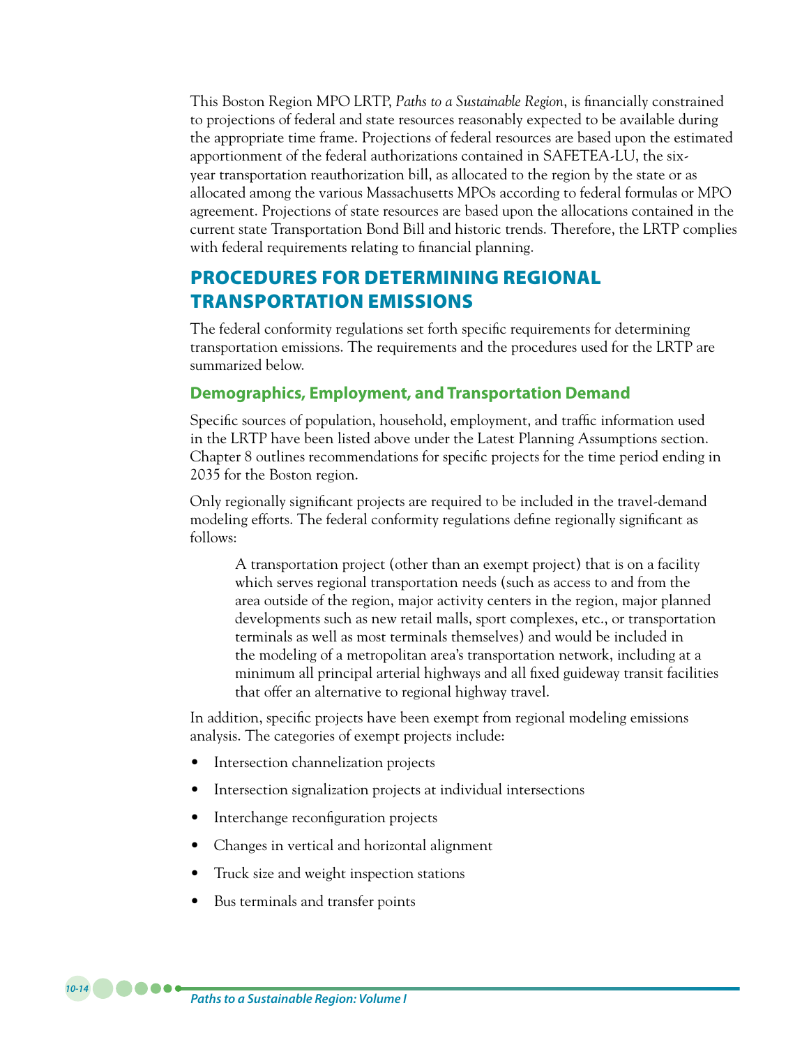This Boston Region MPO LRTP, *Paths to a Sustainable Region*, is financially constrained to projections of federal and state resources reasonably expected to be available during the appropriate time frame. Projections of federal resources are based upon the estimated apportionment of the federal authorizations contained in SAFETEA-LU, the six-year transportation reauthorization bill, as allocated to the region by the state or as allocated among the various Massachusetts MPOs according to federal formulas or MPO agreement. Projections of state resources are based upon the allocations contained in the current state Transportation Bond Bill and historic trends. Therefore, the LRTP complies with federal requirements relating to financial planning.

## PROCEDURES FOR DETERMINING REGIONAL TRANSPORTATION EMISSIONS

The federal conformity regulations set forth specific requirements for determining transportation emissions. The requirements and the procedures used for the LRTP are summarized below.

### Demographics, Employment, and Transportation Demand

Specific sources of population, household, employment, and traffic information used in the LRTP have been listed above under the Latest Planning Assumptions section. Chapter 8 outlines recommendations for specific projects for the time period ending in 2035 for the Boston region.

Only regionally significant projects are required to be included in the travel-demand modeling efforts. The federal conformity regulations define regionally significant as follows:

> A transportation project (other than an exempt project) that is on a facility which serves regional transportation needs (such as access to and from the area outside of the region, major activity centers in the region, major planned developments such as new retail malls, sport complexes, etc., or transportation terminals as well as most terminals themselves) and would be included in the modeling of a metropolitan area's transportation network, including at a minimum all principal arterial highways and all fixed guideway transit facilities that offer an alternative to regional highway travel.

In addition, specific projects have been exempt from regional modeling emissions analysis. The categories of exempt projects include:

- Intersection channelization projects
- Intersection signalization projects at individual intersections
- Interchange reconfiguration projects
- Changes in vertical and horizontal alignment
- Truck size and weight inspection stations
- Bus terminals and transfer points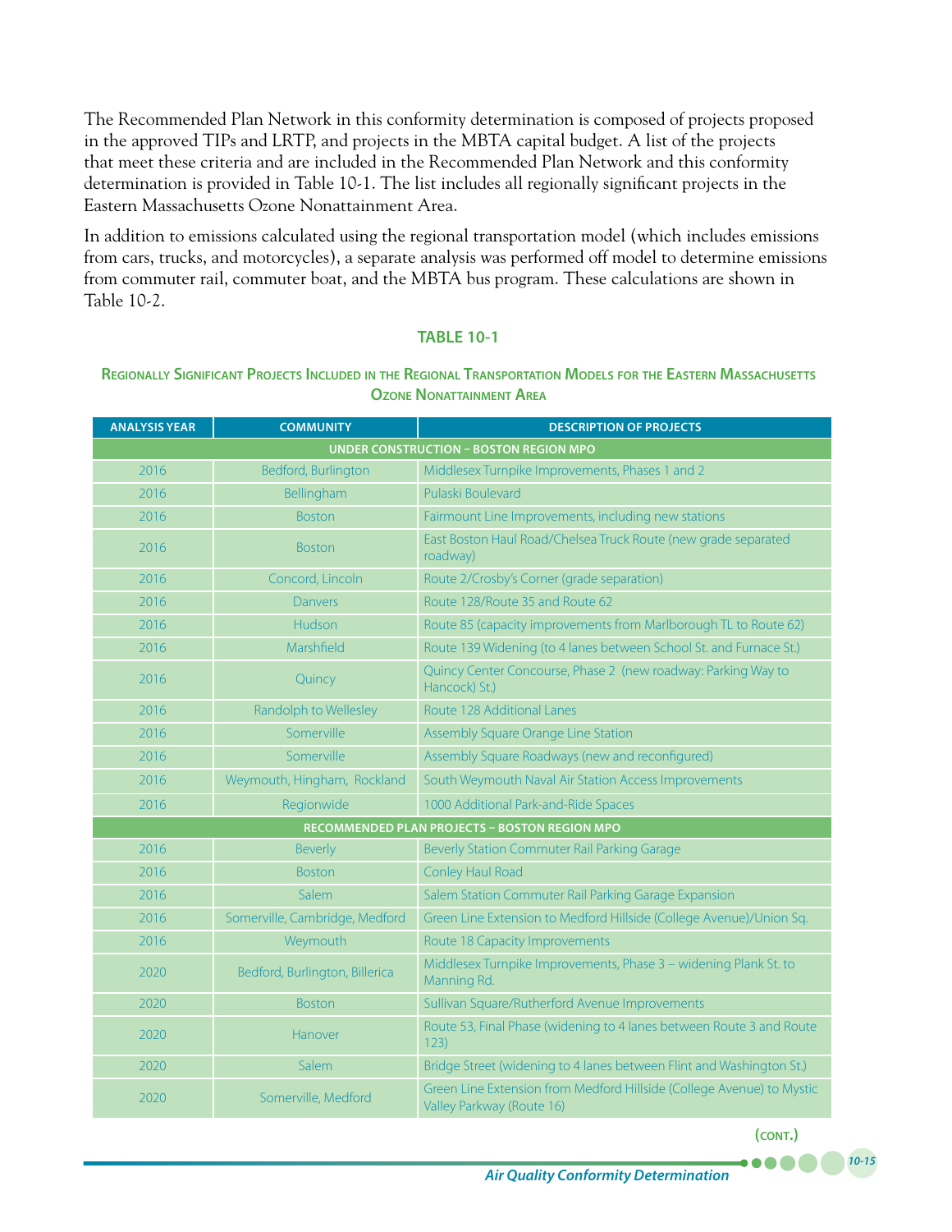The Recommended Plan Network in this conformity determination is composed of projects proposed in the approved TIPs and LRTP, and projects in the MBTA capital budget. A list of the projects that meet these criteria and are included in the Recommended Plan Network and this conformity determination is provided in Table 10-1. The list includes all regionally significant projects in the Eastern Massachusetts Ozone Nonattainment Area.

In addition to emissions calculated using the regional transportation model (which includes emissions from cars, trucks, and motorcycles), a separate analysis was performed off model to determine emissions from commuter rail, commuter boat, and the MBTA bus program. These calculations are shown in Table 10-2.

### TABLE 10-1

**Regionally Significant Projects Included in the Regional Transportation Models for the Eastern Massachusetts Ozone Nonattainment Area**

| ANALYSIS YEAR | COMMUNITY | DESCRIPTION OF PROJECTS |
|---|---|---|
| **UNDER CONSTRUCTION – BOSTON REGION MPO** | | |
| 2016 | Bedford, Burlington | Middlesex Turnpike Improvements, Phases 1 and 2 |
| 2016 | Bellingham | Pulaski Boulevard |
| 2016 | Boston | Fairmount Line Improvements, including new stations |
| 2016 | Boston | East Boston Haul Road/Chelsea Truck Route (new grade separated roadway) |
| 2016 | Concord, Lincoln | Route 2/Crosby's Corner (grade separation) |
| 2016 | Danvers | Route 128/Route 35 and Route 62 |
| 2016 | Hudson | Route 85 (capacity improvements from Marlborough TL to Route 62) |
| 2016 | Marshfield | Route 139 Widening (to 4 lanes between School St. and Furnace St.) |
| 2016 | Quincy | Quincy Center Concourse, Phase 2 (new roadway: Parking Way to Hancock) St.) |
| 2016 | Randolph to Wellesley | Route 128 Additional Lanes |
| 2016 | Somerville | Assembly Square Orange Line Station |
| 2016 | Somerville | Assembly Square Roadways (new and reconfigured) |
| 2016 | Weymouth, Hingham, Rockland | South Weymouth Naval Air Station Access Improvements |
| 2016 | Regionwide | 1000 Additional Park-and-Ride Spaces |
| **RECOMMENDED PLAN PROJECTS – BOSTON REGION MPO** | | |
| 2016 | Beverly | Beverly Station Commuter Rail Parking Garage |
| 2016 | Boston | Conley Haul Road |
| 2016 | Salem | Salem Station Commuter Rail Parking Garage Expansion |
| 2016 | Somerville, Cambridge, Medford | Green Line Extension to Medford Hillside (College Avenue)/Union Sq. |
| 2016 | Weymouth | Route 18 Capacity Improvements |
| 2020 | Bedford, Burlington, Billerica | Middlesex Turnpike Improvements, Phase 3 – widening Plank St. to Manning Rd. |
| 2020 | Boston | Sullivan Square/Rutherford Avenue Improvements |
| 2020 | Hanover | Route 53, Final Phase (widening to 4 lanes between Route 3 and Route 123) |
| 2020 | Salem | Bridge Street (widening to 4 lanes between Flint and Washington St.) |
| 2020 | Somerville, Medford | Green Line Extension from Medford Hillside (College Avenue) to Mystic Valley Parkway (Route 16) |

(CONT.)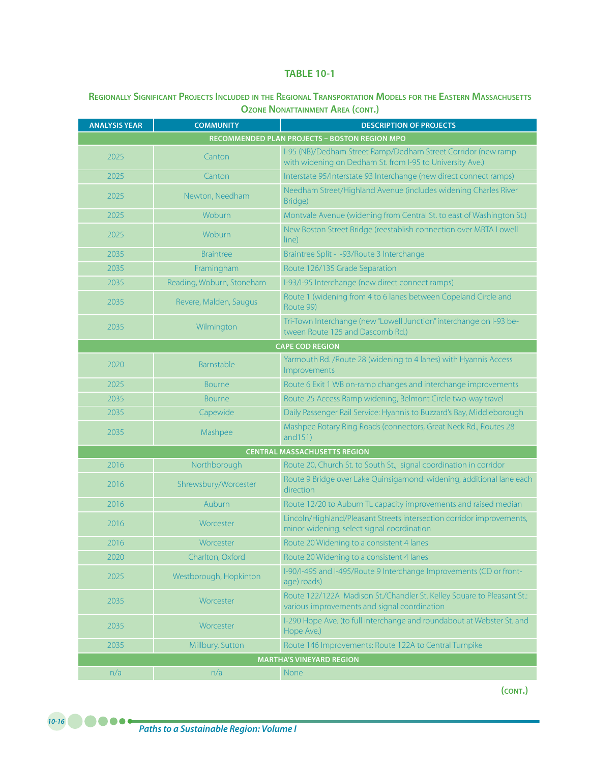## TABLE 10-1

### Regionally Significant Projects Included in the Regional Transportation Models for the Eastern Massachusetts Ozone Nonattainment Area (cont.)

| ANALYSIS YEAR | COMMUNITY | DESCRIPTION OF PROJECTS |
|---|---|---|
| **RECOMMENDED PLAN PROJECTS – BOSTON REGION MPO** | | |
| 2025 | Canton | I-95 (NB)/Dedham Street Ramp/Dedham Street Corridor (new ramp with widening on Dedham St. from I-95 to University Ave.) |
| 2025 | Canton | Interstate 95/Interstate 93 Interchange (new direct connect ramps) |
| 2025 | Newton, Needham | Needham Street/Highland Avenue (includes widening Charles River Bridge) |
| 2025 | Woburn | Montvale Avenue (widening from Central St. to east of Washington St.) |
| 2025 | Woburn | New Boston Street Bridge (reestablish connection over MBTA Lowell line) |
| 2035 | Braintree | Braintree Split - I-93/Route 3 Interchange |
| 2035 | Framingham | Route 126/135 Grade Separation |
| 2035 | Reading, Woburn, Stoneham | I-93/I-95 Interchange (new direct connect ramps) |
| 2035 | Revere, Malden, Saugus | Route 1 (widening from 4 to 6 lanes between Copeland Circle and Route 99) |
| 2035 | Wilmington | Tri-Town Interchange (new "Lowell Junction" interchange on I-93 between Route 125 and Dascomb Rd.) |
| **CAPE COD REGION** | | |
| 2020 | Barnstable | Yarmouth Rd. /Route 28 (widening to 4 lanes) with Hyannis Access Improvements |
| 2025 | Bourne | Route 6 Exit 1 WB on-ramp changes and interchange improvements |
| 2035 | Bourne | Route 25 Access Ramp widening, Belmont Circle two-way travel |
| 2035 | Capewide | Daily Passenger Rail Service: Hyannis to Buzzard's Bay, Middleborough |
| 2035 | Mashpee | Mashpee Rotary Ring Roads (connectors, Great Neck Rd., Routes 28 and151) |
| **CENTRAL MASSACHUSETTS REGION** | | |
| 2016 | Northborough | Route 20, Church St. to South St., signal coordination in corridor |
| 2016 | Shrewsbury/Worcester | Route 9 Bridge over Lake Quinsigamond: widening, additional lane each direction |
| 2016 | Auburn | Route 12/20 to Auburn TL capacity improvements and raised median |
| 2016 | Worcester | Lincoln/Highland/Pleasant Streets intersection corridor improvements, minor widening, select signal coordination |
| 2016 | Worcester | Route 20 Widening to a consistent 4 lanes |
| 2020 | Charlton, Oxford | Route 20 Widening to a consistent 4 lanes |
| 2025 | Westborough, Hopkinton | I-90/I-495 and I-495/Route 9 Interchange Improvements (CD or frontage) roads) |
| 2035 | Worcester | Route 122/122A Madison St./Chandler St. Kelley Square to Pleasant St.: various improvements and signal coordination |
| 2035 | Worcester | I-290 Hope Ave. (to full interchange and roundabout at Webster St. and Hope Ave.) |
| 2035 | Millbury, Sutton | Route 146 Improvements: Route 122A to Central Turnpike |
| **MARTHA'S VINEYARD REGION** | | |
| n/a | n/a | None |

(cont.)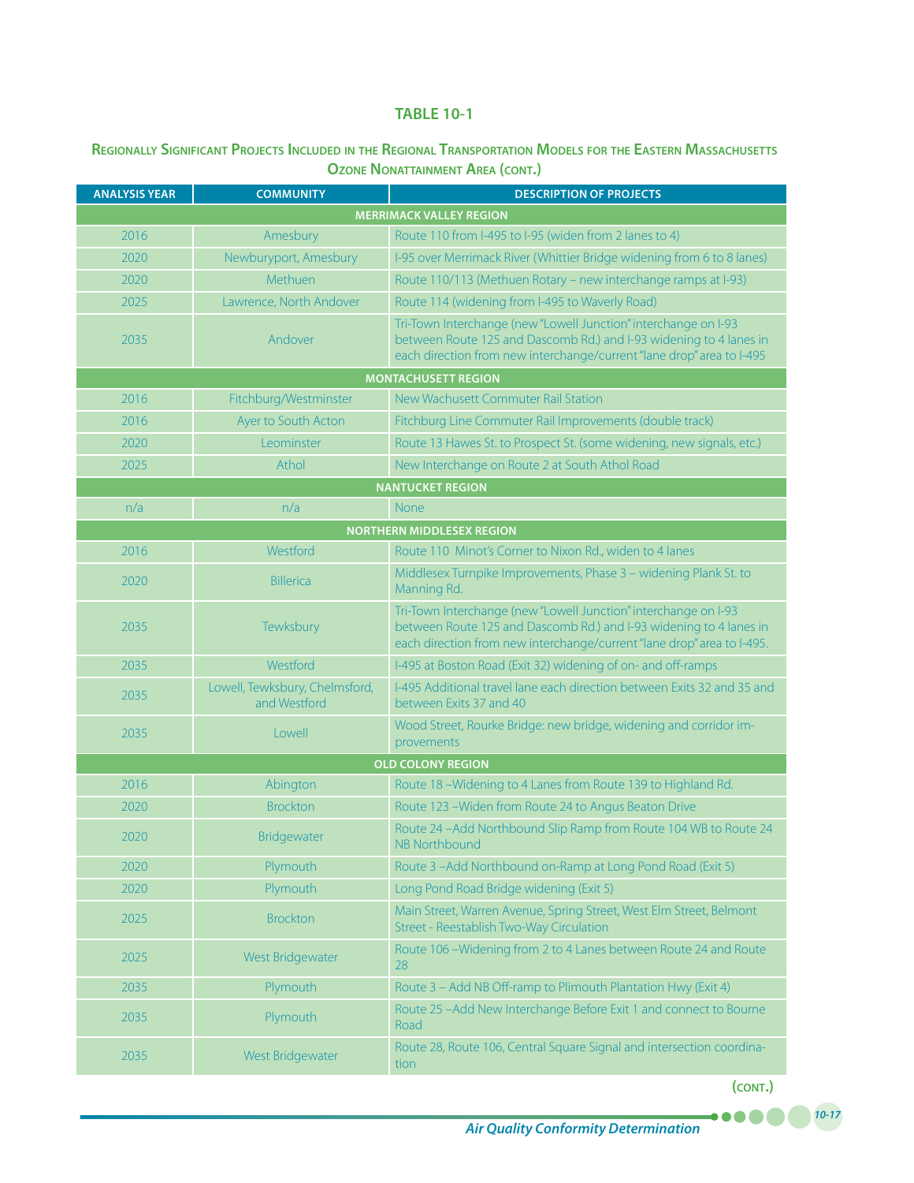## TABLE 10-1

### Regionally Significant Projects Included in the Regional Transportation Models for the Eastern Massachusetts Ozone Nonattainment Area (cont.)

| ANALYSIS YEAR | COMMUNITY | DESCRIPTION OF PROJECTS |
|---|---|---|
| **MERRIMACK VALLEY REGION** | | |
| 2016 | Amesbury | Route 110 from I-495 to I-95 (widen from 2 lanes to 4) |
| 2020 | Newburyport, Amesbury | I-95 over Merrimack River (Whittier Bridge widening from 6 to 8 lanes) |
| 2020 | Methuen | Route 110/113 (Methuen Rotary – new interchange ramps at I-93) |
| 2025 | Lawrence, North Andover | Route 114 (widening from I-495 to Waverly Road) |
| 2035 | Andover | Tri-Town Interchange (new "Lowell Junction" interchange on I-93 between Route 125 and Dascomb Rd.) and I-93 widening to 4 lanes in each direction from new interchange/current "lane drop" area to I-495 |
| **MONTACHUSETT REGION** | | |
| 2016 | Fitchburg/Westminster | New Wachusett Commuter Rail Station |
| 2016 | Ayer to South Acton | Fitchburg Line Commuter Rail Improvements (double track) |
| 2020 | Leominster | Route 13 Hawes St. to Prospect St. (some widening, new signals, etc.) |
| 2025 | Athol | New Interchange on Route 2 at South Athol Road |
| **NANTUCKET REGION** | | |
| n/a | n/a | None |
| **NORTHERN MIDDLESEX REGION** | | |
| 2016 | Westford | Route 110 Minot's Corner to Nixon Rd., widen to 4 lanes |
| 2020 | Billerica | Middlesex Turnpike Improvements, Phase 3 – widening Plank St. to Manning Rd. |
| 2035 | Tewksbury | Tri-Town Interchange (new "Lowell Junction" interchange on I-93 between Route 125 and Dascomb Rd.) and I-93 widening to 4 lanes in each direction from new interchange/current "lane drop" area to I-495. |
| 2035 | Westford | I-495 at Boston Road (Exit 32) widening of on- and off-ramps |
| 2035 | Lowell, Tewksbury, Chelmsford, and Westford | I-495 Additional travel lane each direction between Exits 32 and 35 and between Exits 37 and 40 |
| 2035 | Lowell | Wood Street, Rourke Bridge: new bridge, widening and corridor improvements |
| **OLD COLONY REGION** | | |
| 2016 | Abington | Route 18 –Widening to 4 Lanes from Route 139 to Highland Rd. |
| 2020 | Brockton | Route 123 –Widen from Route 24 to Angus Beaton Drive |
| 2020 | Bridgewater | Route 24 –Add Northbound Slip Ramp from Route 104 WB to Route 24 NB Northbound |
| 2020 | Plymouth | Route 3 –Add Northbound on-Ramp at Long Pond Road (Exit 5) |
| 2020 | Plymouth | Long Pond Road Bridge widening (Exit 5) |
| 2025 | Brockton | Main Street, Warren Avenue, Spring Street, West Elm Street, Belmont Street - Reestablish Two-Way Circulation |
| 2025 | West Bridgewater | Route 106 –Widening from 2 to 4 Lanes between Route 24 and Route 28 |
| 2035 | Plymouth | Route 3 – Add NB Off-ramp to Plimouth Plantation Hwy (Exit 4) |
| 2035 | Plymouth | Route 25 –Add New Interchange Before Exit 1 and connect to Bourne Road |
| 2035 | West Bridgewater | Route 28, Route 106, Central Square Signal and intersection coordination |

(cont.)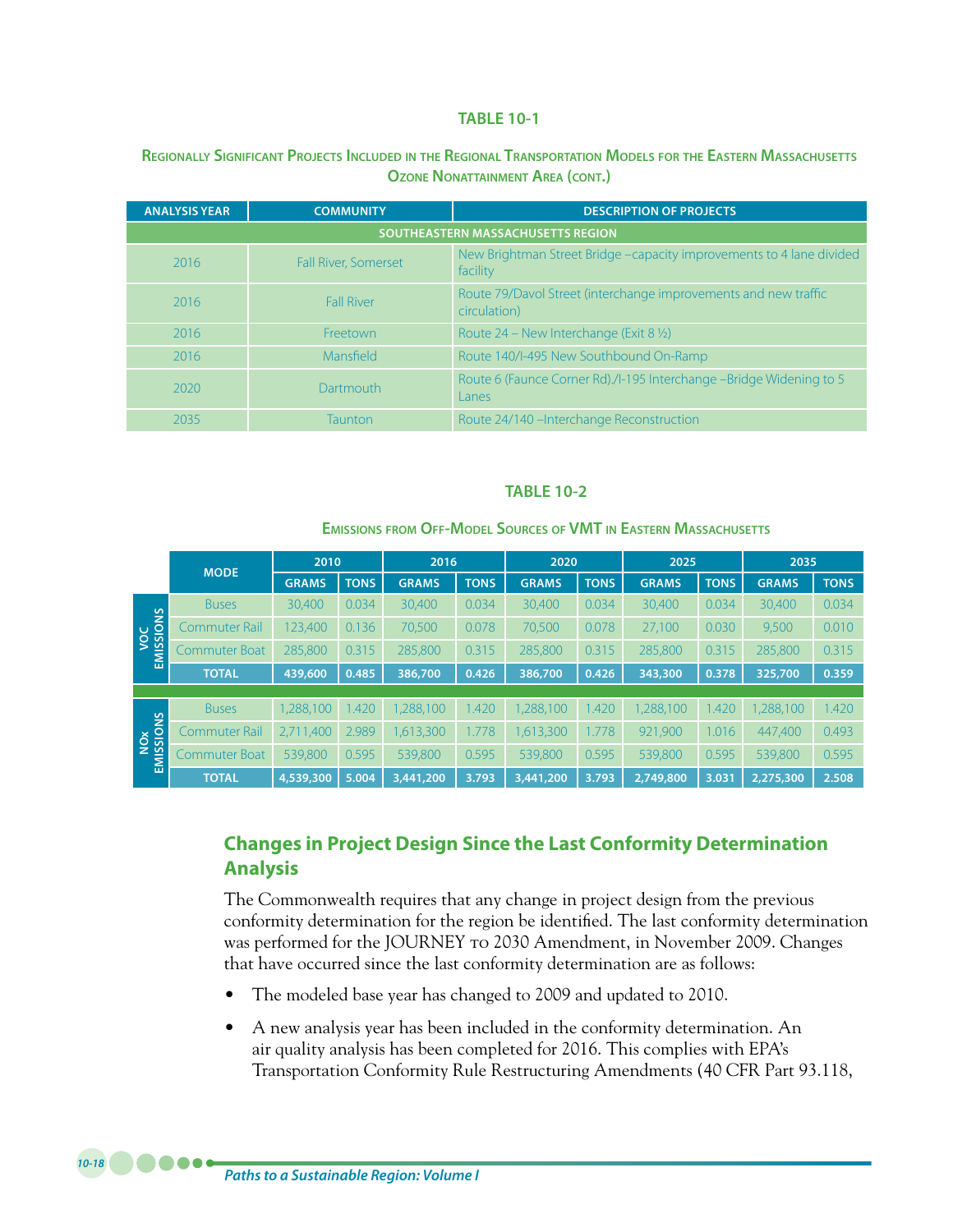### TABLE 10-1

**Regionally Significant Projects Included in the Regional Transportation Models for the Eastern Massachusetts Ozone Nonattainment Area (cont.)**

| ANALYSIS YEAR | COMMUNITY | DESCRIPTION OF PROJECTS |
|---|---|---|
| **SOUTHEASTERN MASSACHUSETTS REGION** | | |
| 2016 | Fall River, Somerset | New Brightman Street Bridge –capacity improvements to 4 lane divided facility |
| 2016 | Fall River | Route 79/Davol Street (interchange improvements and new traffic circulation) |
| 2016 | Freetown | Route 24 – New Interchange (Exit 8 ½) |
| 2016 | Mansfield | Route 140/I-495 New Southbound On-Ramp |
| 2020 | Dartmouth | Route 6 (Faunce Corner Rd)./I-195 Interchange –Bridge Widening to 5 Lanes |
| 2035 | Taunton | Route 24/140 –Interchange Reconstruction |

### TABLE 10-2

**Emissions from Off-Model Sources of VMT in Eastern Massachusetts**

| | MODE | 2010 | | 2016 | | 2020 | | 2025 | | 2035 | |
|---|---|---|---|---|---|---|---|---|---|---|---|
| | | GRAMS | TONS | GRAMS | TONS | GRAMS | TONS | GRAMS | TONS | GRAMS | TONS |
| VOC EMISSIONS | Buses | 30,400 | 0.034 | 30,400 | 0.034 | 30,400 | 0.034 | 30,400 | 0.034 | 30,400 | 0.034 |
| | Commuter Rail | 123,400 | 0.136 | 70,500 | 0.078 | 70,500 | 0.078 | 27,100 | 0.030 | 9,500 | 0.010 |
| | Commuter Boat | 285,800 | 0.315 | 285,800 | 0.315 | 285,800 | 0.315 | 285,800 | 0.315 | 285,800 | 0.315 |
| | **TOTAL** | **439,600** | **0.485** | **386,700** | **0.426** | **386,700** | **0.426** | **343,300** | **0.378** | **325,700** | **0.359** |
| NOx EMISSIONS | Buses | 1,288,100 | 1.420 | 1,288,100 | 1.420 | 1,288,100 | 1.420 | 1,288,100 | 1.420 | 1,288,100 | 1.420 |
| | Commuter Rail | 2,711,400 | 2.989 | 1,613,300 | 1.778 | 1,613,300 | 1.778 | 921,900 | 1.016 | 447,400 | 0.493 |
| | Commuter Boat | 539,800 | 0.595 | 539,800 | 0.595 | 539,800 | 0.595 | 539,800 | 0.595 | 539,800 | 0.595 |
| | **TOTAL** | **4,539,300** | **5.004** | **3,441,200** | **3.793** | **3,441,200** | **3.793** | **2,749,800** | **3.031** | **2,275,300** | **2.508** |

## Changes in Project Design Since the Last Conformity Determination Analysis

The Commonwealth requires that any change in project design from the previous conformity determination for the region be identified. The last conformity determination was performed for the JOURNEY TO 2030 Amendment, in November 2009. Changes that have occurred since the last conformity determination are as follows:

- The modeled base year has changed to 2009 and updated to 2010.
- A new analysis year has been included in the conformity determination. An air quality analysis has been completed for 2016. This complies with EPA's Transportation Conformity Rule Restructuring Amendments (40 CFR Part 93.118,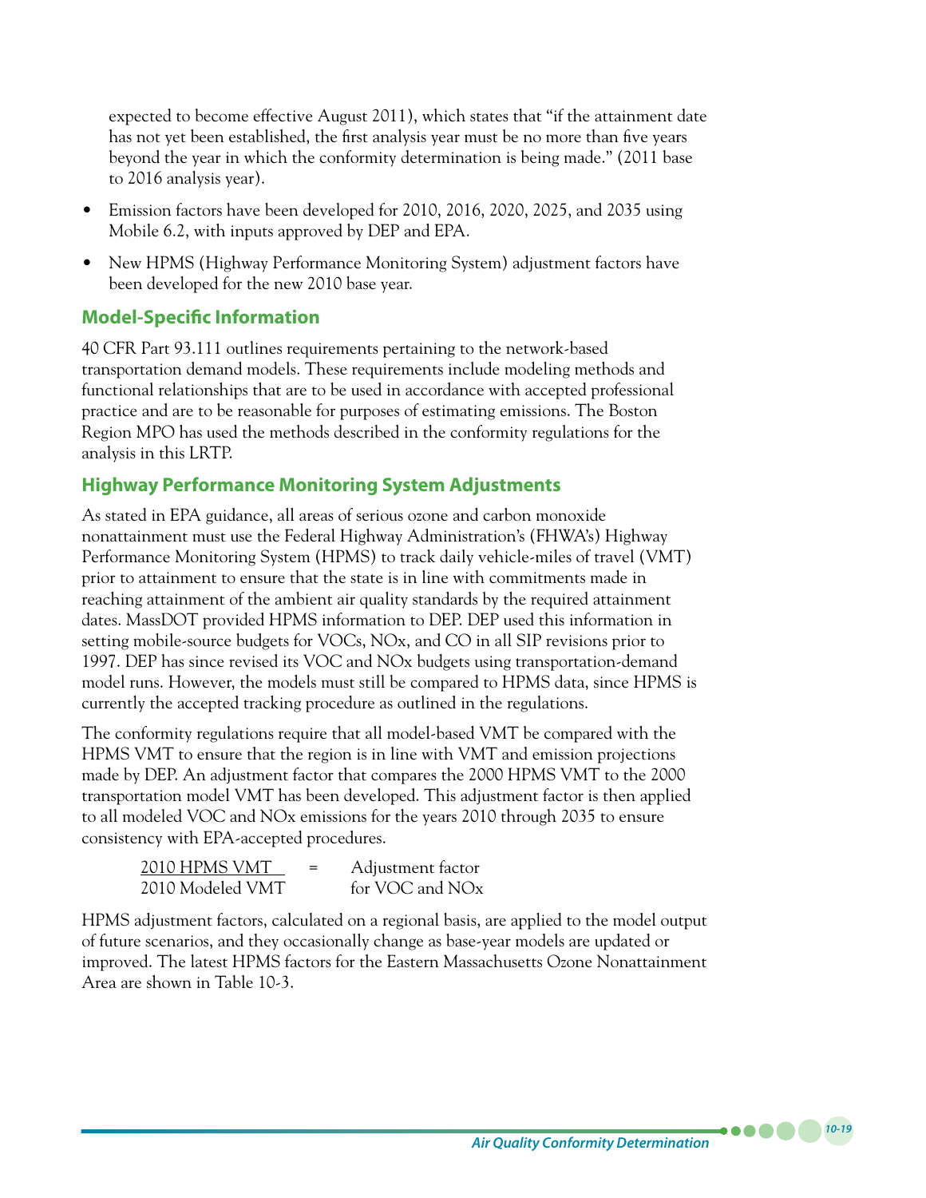expected to become effective August 2011), which states that "if the attainment date has not yet been established, the first analysis year must be no more than five years beyond the year in which the conformity determination is being made." (2011 base to 2016 analysis year).

- Emission factors have been developed for 2010, 2016, 2020, 2025, and 2035 using Mobile 6.2, with inputs approved by DEP and EPA.
- New HPMS (Highway Performance Monitoring System) adjustment factors have been developed for the new 2010 base year.

## Model-Specific Information

40 CFR Part 93.111 outlines requirements pertaining to the network-based transportation demand models. These requirements include modeling methods and functional relationships that are to be used in accordance with accepted professional practice and are to be reasonable for purposes of estimating emissions. The Boston Region MPO has used the methods described in the conformity regulations for the analysis in this LRTP.

## Highway Performance Monitoring System Adjustments

As stated in EPA guidance, all areas of serious ozone and carbon monoxide nonattainment must use the Federal Highway Administration's (FHWA's) Highway Performance Monitoring System (HPMS) to track daily vehicle-miles of travel (VMT) prior to attainment to ensure that the state is in line with commitments made in reaching attainment of the ambient air quality standards by the required attainment dates. MassDOT provided HPMS information to DEP. DEP used this information in setting mobile-source budgets for VOCs, NOx, and CO in all SIP revisions prior to 1997. DEP has since revised its VOC and NOx budgets using transportation-demand model runs. However, the models must still be compared to HPMS data, since HPMS is currently the accepted tracking procedure as outlined in the regulations.

The conformity regulations require that all model-based VMT be compared with the HPMS VMT to ensure that the region is in line with VMT and emission projections made by DEP. An adjustment factor that compares the 2000 HPMS VMT to the 2000 transportation model VMT has been developed. This adjustment factor is then applied to all modeled VOC and NOx emissions for the years 2010 through 2035 to ensure consistency with EPA-accepted procedures.

$$\frac{\text{2010 HPMS VMT}}{\text{2010 Modeled VMT}} = \text{Adjustment factor for VOC and NOx}$$

HPMS adjustment factors, calculated on a regional basis, are applied to the model output of future scenarios, and they occasionally change as base-year models are updated or improved. The latest HPMS factors for the Eastern Massachusetts Ozone Nonattainment Area are shown in Table 10-3.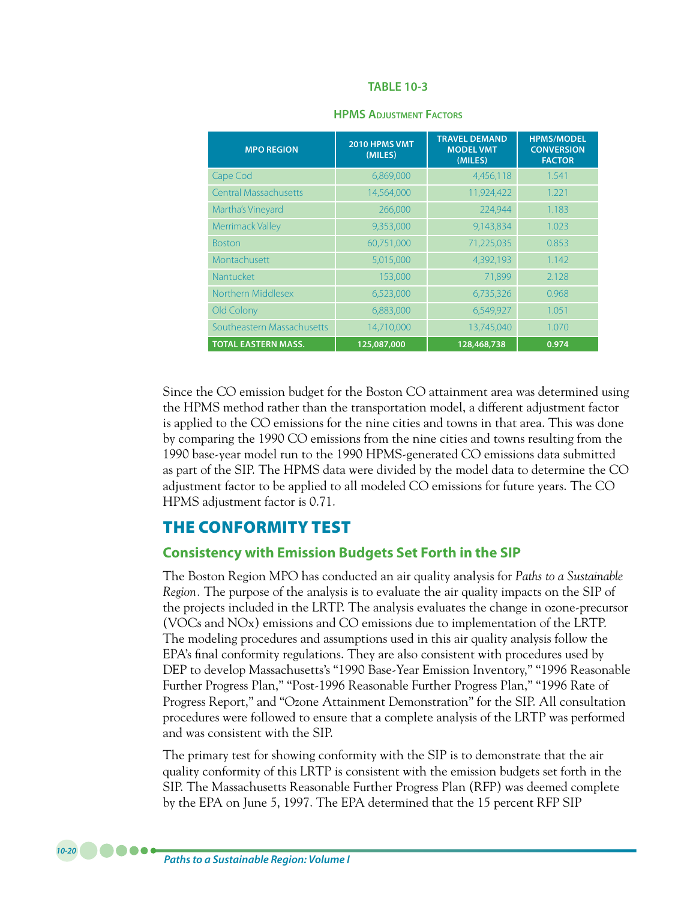**TABLE 10-3**

**HPMS ADJUSTMENT FACTORS**

| MPO REGION | 2010 HPMS VMT (MILES) | TRAVEL DEMAND MODEL VMT (MILES) | HPMS/MODEL CONVERSION FACTOR |
|---|---|---|---|
| Cape Cod | 6,869,000 | 4,456,118 | 1.541 |
| Central Massachusetts | 14,564,000 | 11,924,422 | 1.221 |
| Martha's Vineyard | 266,000 | 224,944 | 1.183 |
| Merrimack Valley | 9,353,000 | 9,143,834 | 1.023 |
| Boston | 60,751,000 | 71,225,035 | 0.853 |
| Montachusett | 5,015,000 | 4,392,193 | 1.142 |
| Nantucket | 153,000 | 71,899 | 2.128 |
| Northern Middlesex | 6,523,000 | 6,735,326 | 0.968 |
| Old Colony | 6,883,000 | 6,549,927 | 1.051 |
| Southeastern Massachusetts | 14,710,000 | 13,745,040 | 1.070 |
| **TOTAL EASTERN MASS.** | **125,087,000** | **128,468,738** | **0.974** |

Since the CO emission budget for the Boston CO attainment area was determined using the HPMS method rather than the transportation model, a different adjustment factor is applied to the CO emissions for the nine cities and towns in that area. This was done by comparing the 1990 CO emissions from the nine cities and towns resulting from the 1990 base-year model run to the 1990 HPMS-generated CO emissions data submitted as part of the SIP. The HPMS data were divided by the model data to determine the CO adjustment factor to be applied to all modeled CO emissions for future years. The CO HPMS adjustment factor is 0.71.

## THE CONFORMITY TEST

### Consistency with Emission Budgets Set Forth in the SIP

The Boston Region MPO has conducted an air quality analysis for *Paths to a Sustainable Region*. The purpose of the analysis is to evaluate the air quality impacts on the SIP of the projects included in the LRTP. The analysis evaluates the change in ozone-precursor (VOCs and NOx) emissions and CO emissions due to implementation of the LRTP. The modeling procedures and assumptions used in this air quality analysis follow the EPA's final conformity regulations. They are also consistent with procedures used by DEP to develop Massachusetts's "1990 Base-Year Emission Inventory," "1996 Reasonable Further Progress Plan," "Post-1996 Reasonable Further Progress Plan," "1996 Rate of Progress Report," and "Ozone Attainment Demonstration" for the SIP. All consultation procedures were followed to ensure that a complete analysis of the LRTP was performed and was consistent with the SIP.

The primary test for showing conformity with the SIP is to demonstrate that the air quality conformity of this LRTP is consistent with the emission budgets set forth in the SIP. The Massachusetts Reasonable Further Progress Plan (RFP) was deemed complete by the EPA on June 5, 1997. The EPA determined that the 15 percent RFP SIP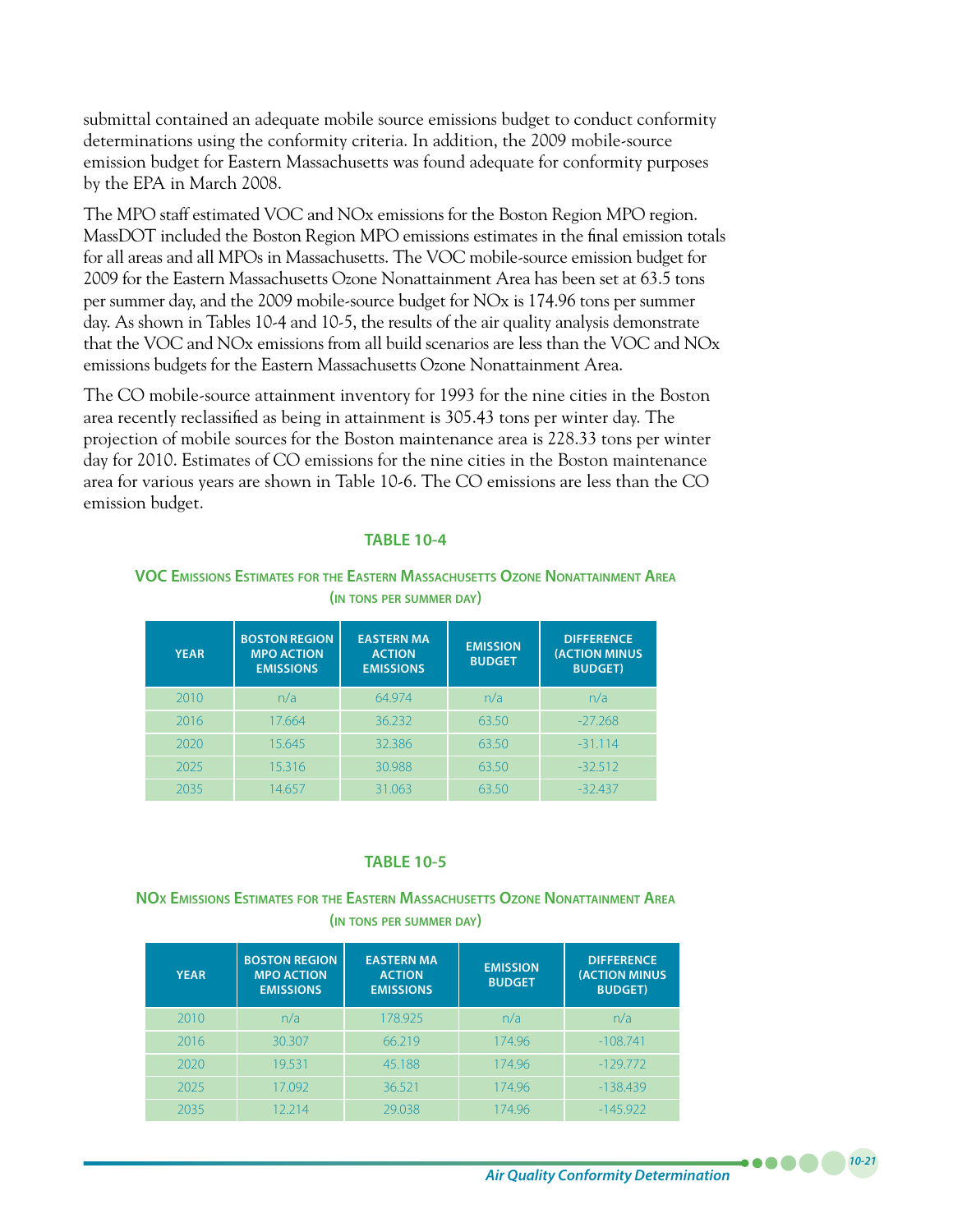submittal contained an adequate mobile source emissions budget to conduct conformity determinations using the conformity criteria. In addition, the 2009 mobile-source emission budget for Eastern Massachusetts was found adequate for conformity purposes by the EPA in March 2008.

The MPO staff estimated VOC and NOx emissions for the Boston Region MPO region. MassDOT included the Boston Region MPO emissions estimates in the final emission totals for all areas and all MPOs in Massachusetts. The VOC mobile-source emission budget for 2009 for the Eastern Massachusetts Ozone Nonattainment Area has been set at 63.5 tons per summer day, and the 2009 mobile-source budget for NOx is 174.96 tons per summer day. As shown in Tables 10-4 and 10-5, the results of the air quality analysis demonstrate that the VOC and NOx emissions from all build scenarios are less than the VOC and NOx emissions budgets for the Eastern Massachusetts Ozone Nonattainment Area.

The CO mobile-source attainment inventory for 1993 for the nine cities in the Boston area recently reclassified as being in attainment is 305.43 tons per winter day. The projection of mobile sources for the Boston maintenance area is 228.33 tons per winter day for 2010. Estimates of CO emissions for the nine cities in the Boston maintenance area for various years are shown in Table 10-6. The CO emissions are less than the CO emission budget.

**TABLE 10-4**

**VOC Emissions Estimates for the Eastern Massachusetts Ozone Nonattainment Area (in tons per summer day)**

| YEAR | BOSTON REGION MPO ACTION EMISSIONS | EASTERN MA ACTION EMISSIONS | EMISSION BUDGET | DIFFERENCE (ACTION MINUS BUDGET) |
|---|---|---|---|---|
| 2010 | n/a | 64.974 | n/a | n/a |
| 2016 | 17.664 | 36.232 | 63.50 | -27.268 |
| 2020 | 15.645 | 32.386 | 63.50 | -31.114 |
| 2025 | 15.316 | 30.988 | 63.50 | -32.512 |
| 2035 | 14.657 | 31.063 | 63.50 | -32.437 |

**TABLE 10-5**

**NOx Emissions Estimates for the Eastern Massachusetts Ozone Nonattainment Area (in tons per summer day)**

| YEAR | BOSTON REGION MPO ACTION EMISSIONS | EASTERN MA ACTION EMISSIONS | EMISSION BUDGET | DIFFERENCE (ACTION MINUS BUDGET) |
|---|---|---|---|---|
| 2010 | n/a | 178.925 | n/a | n/a |
| 2016 | 30.307 | 66.219 | 174.96 | -108.741 |
| 2020 | 19.531 | 45.188 | 174.96 | -129.772 |
| 2025 | 17.092 | 36.521 | 174.96 | -138.439 |
| 2035 | 12.214 | 29.038 | 174.96 | -145.922 |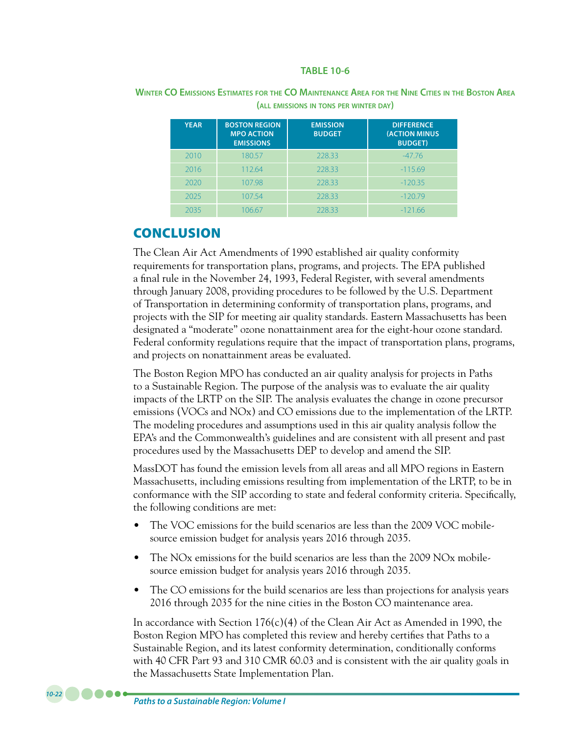**TABLE 10-6**

**WINTER CO EMISSIONS ESTIMATES FOR THE CO MAINTENANCE AREA FOR THE NINE CITIES IN THE BOSTON AREA (ALL EMISSIONS IN TONS PER WINTER DAY)**

| YEAR | BOSTON REGION MPO ACTION EMISSIONS | EMISSION BUDGET | DIFFERENCE (ACTION MINUS BUDGET) |
|---|---|---|---|
| 2010 | 180.57 | 228.33 | -47.76 |
| 2016 | 112.64 | 228.33 | -115.69 |
| 2020 | 107.98 | 228.33 | -120.35 |
| 2025 | 107.54 | 228.33 | -120.79 |
| 2035 | 106.67 | 228.33 | -121.66 |

## CONCLUSION

The Clean Air Act Amendments of 1990 established air quality conformity requirements for transportation plans, programs, and projects. The EPA published a final rule in the November 24, 1993, Federal Register, with several amendments through January 2008, providing procedures to be followed by the U.S. Department of Transportation in determining conformity of transportation plans, programs, and projects with the SIP for meeting air quality standards. Eastern Massachusetts has been designated a "moderate" ozone nonattainment area for the eight-hour ozone standard. Federal conformity regulations require that the impact of transportation plans, programs, and projects on nonattainment areas be evaluated.

The Boston Region MPO has conducted an air quality analysis for projects in Paths to a Sustainable Region. The purpose of the analysis was to evaluate the air quality impacts of the LRTP on the SIP. The analysis evaluates the change in ozone precursor emissions (VOCs and NOx) and CO emissions due to the implementation of the LRTP. The modeling procedures and assumptions used in this air quality analysis follow the EPA's and the Commonwealth's guidelines and are consistent with all present and past procedures used by the Massachusetts DEP to develop and amend the SIP.

MassDOT has found the emission levels from all areas and all MPO regions in Eastern Massachusetts, including emissions resulting from implementation of the LRTP, to be in conformance with the SIP according to state and federal conformity criteria. Specifically, the following conditions are met:

- The VOC emissions for the build scenarios are less than the 2009 VOC mobile-source emission budget for analysis years 2016 through 2035.
- The NOx emissions for the build scenarios are less than the 2009 NOx mobile-source emission budget for analysis years 2016 through 2035.
- The CO emissions for the build scenarios are less than projections for analysis years 2016 through 2035 for the nine cities in the Boston CO maintenance area.

In accordance with Section 176(c)(4) of the Clean Air Act as Amended in 1990, the Boston Region MPO has completed this review and hereby certifies that Paths to a Sustainable Region, and its latest conformity determination, conditionally conforms with 40 CFR Part 93 and 310 CMR 60.03 and is consistent with the air quality goals in the Massachusetts State Implementation Plan.